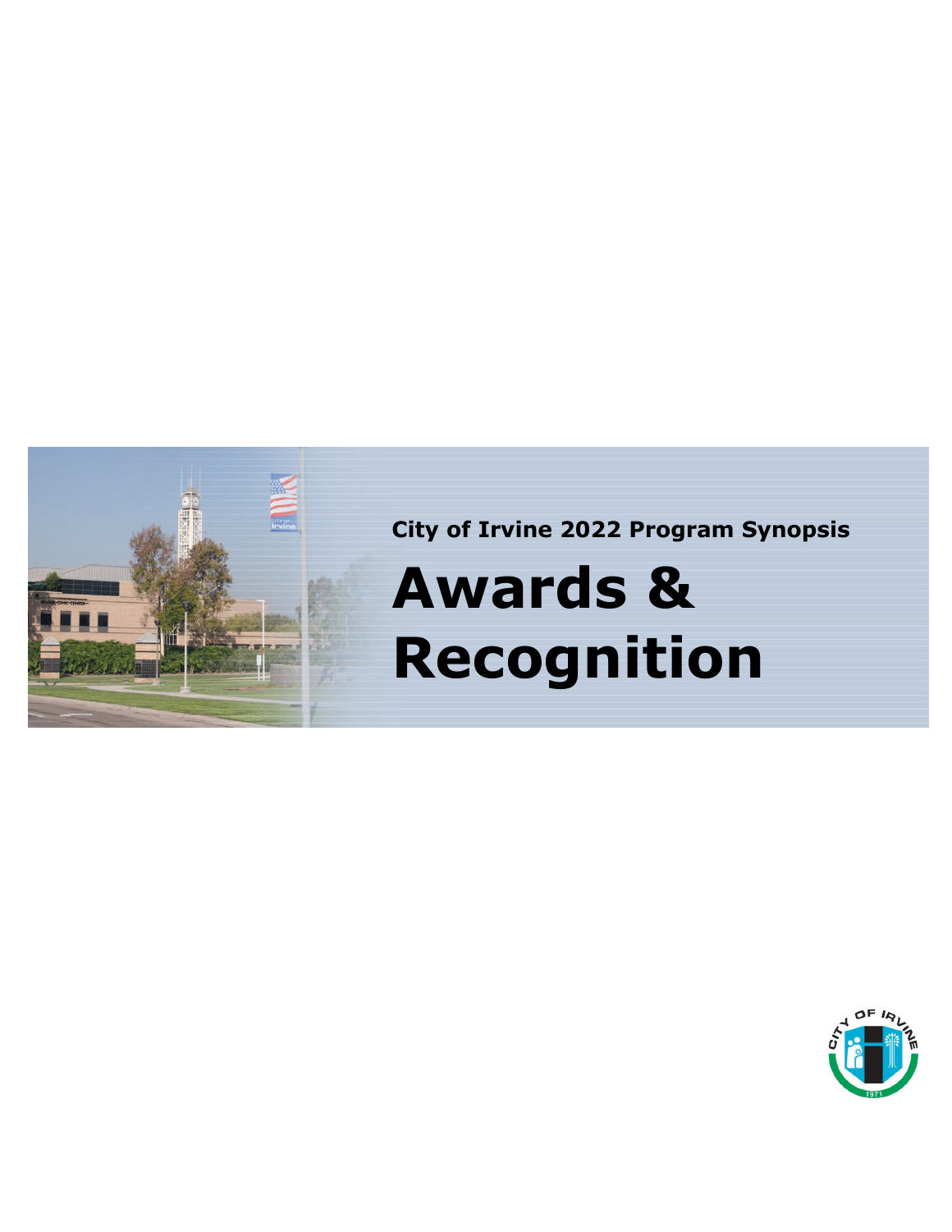City of Irvine 2022 Program Synopsis

# Awards & Recognition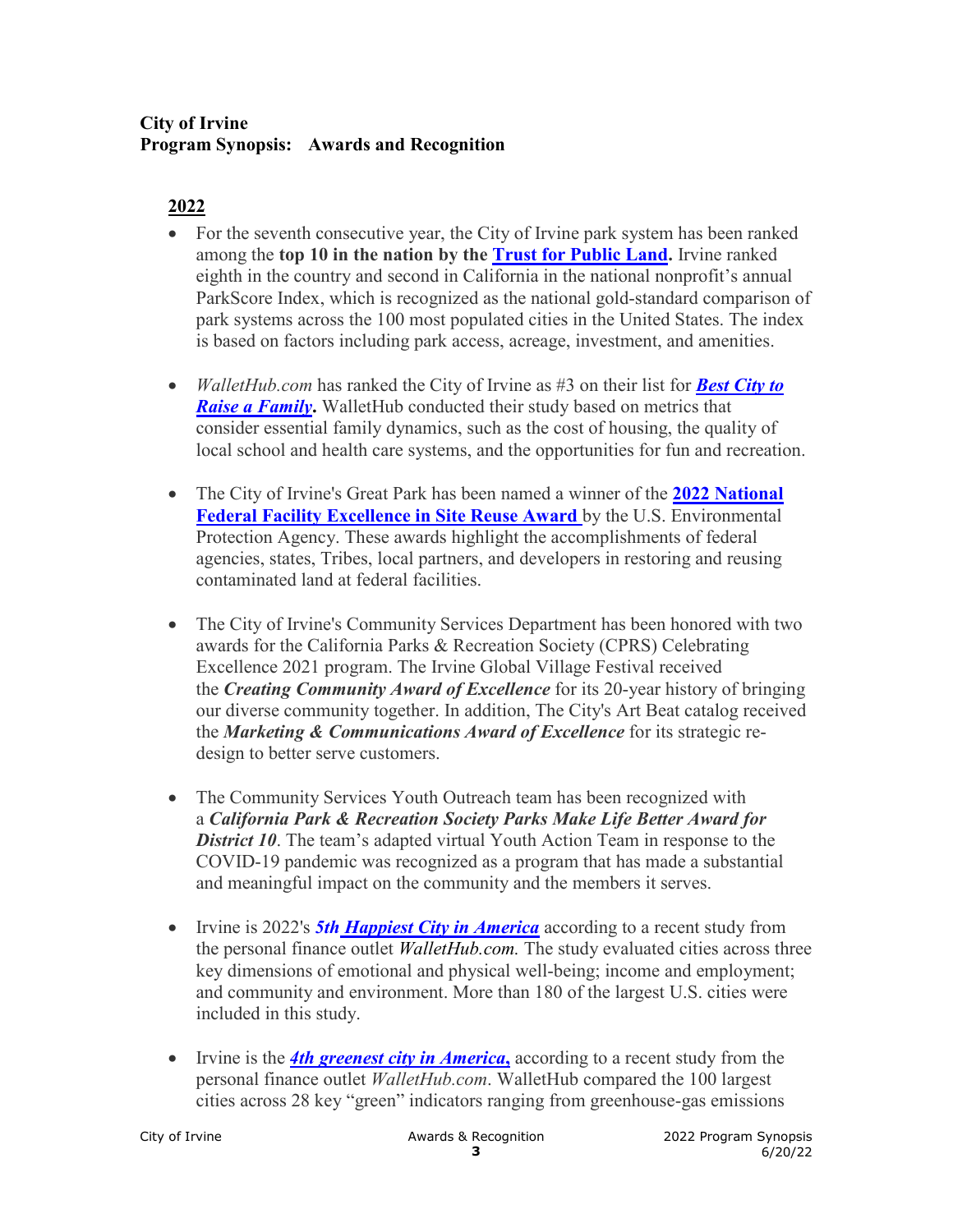**City of Irvine**
**Program Synopsis: Awards and Recognition**

## 2022

- For the seventh consecutive year, the City of Irvine park system has been ranked among the **top 10 in the nation by the Trust for Public Land.** Irvine ranked eighth in the country and second in California in the national nonprofit's annual ParkScore Index, which is recognized as the national gold-standard comparison of park systems across the 100 most populated cities in the United States. The index is based on factors including park access, acreage, investment, and amenities.

- *WalletHub.com* has ranked the City of Irvine as #3 on their list for ***Best City to Raise a Family*.** WalletHub conducted their study based on metrics that consider essential family dynamics, such as the cost of housing, the quality of local school and health care systems, and the opportunities for fun and recreation.

- The City of Irvine's Great Park has been named a winner of the **2022 National Federal Facility Excellence in Site Reuse Award** by the U.S. Environmental Protection Agency. These awards highlight the accomplishments of federal agencies, states, Tribes, local partners, and developers in restoring and reusing contaminated land at federal facilities.

- The City of Irvine's Community Services Department has been honored with two awards for the California Parks & Recreation Society (CPRS) Celebrating Excellence 2021 program. The Irvine Global Village Festival received the ***Creating Community Award of Excellence*** for its 20-year history of bringing our diverse community together. In addition, The City's Art Beat catalog received the ***Marketing & Communications Award of Excellence*** for its strategic re-design to better serve customers.

- The Community Services Youth Outreach team has been recognized with a ***California Park & Recreation Society Parks Make Life Better Award for District 10***. The team's adapted virtual Youth Action Team in response to the COVID-19 pandemic was recognized as a program that has made a substantial and meaningful impact on the community and the members it serves.

- Irvine is 2022's ***5th Happiest City in America*** according to a recent study from the personal finance outlet *WalletHub.com.* The study evaluated cities across three key dimensions of emotional and physical well-being; income and employment; and community and environment. More than 180 of the largest U.S. cities were included in this study.

- Irvine is the ***4th greenest city in America,*** according to a recent study from the personal finance outlet *WalletHub.com*. WalletHub compared the 100 largest cities across 28 key "green" indicators ranging from greenhouse-gas emissions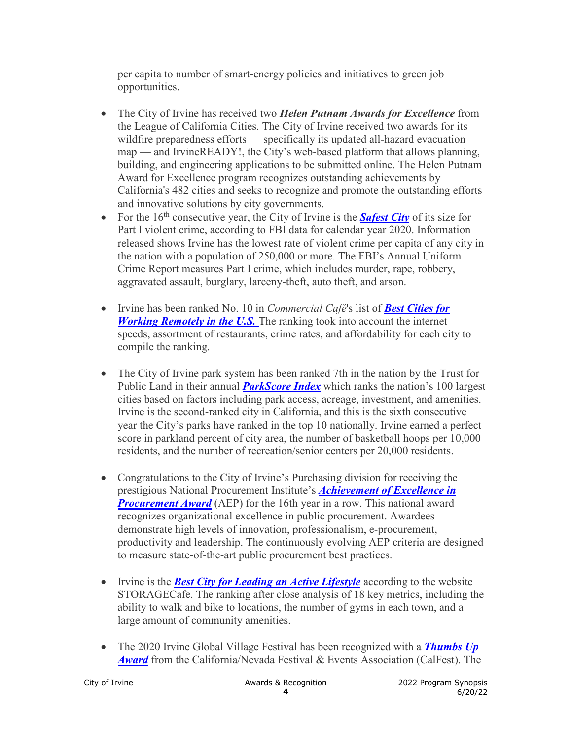per capita to number of smart-energy policies and initiatives to green job opportunities.

- The City of Irvine has received two ***Helen Putnam Awards for Excellence*** from the League of California Cities. The City of Irvine received two awards for its wildfire preparedness efforts — specifically its updated all-hazard evacuation map — and IrvineREADY!, the City's web-based platform that allows planning, building, and engineering applications to be submitted online. The Helen Putnam Award for Excellence program recognizes outstanding achievements by California's 482 cities and seeks to recognize and promote the outstanding efforts and innovative solutions by city governments.
- For the 16th consecutive year, the City of Irvine is the ***Safest City*** of its size for Part I violent crime, according to FBI data for calendar year 2020. Information released shows Irvine has the lowest rate of violent crime per capita of any city in the nation with a population of 250,000 or more. The FBI's Annual Uniform Crime Report measures Part I crime, which includes murder, rape, robbery, aggravated assault, burglary, larceny-theft, auto theft, and arson.

- Irvine has been ranked No. 10 in *Commercial Café*'s list of ***Best Cities for Working Remotely in the U.S.*** The ranking took into account the internet speeds, assortment of restaurants, crime rates, and affordability for each city to compile the ranking.

- The City of Irvine park system has been ranked 7th in the nation by the Trust for Public Land in their annual ***ParkScore Index*** which ranks the nation's 100 largest cities based on factors including park access, acreage, investment, and amenities. Irvine is the second-ranked city in California, and this is the sixth consecutive year the City's parks have ranked in the top 10 nationally. Irvine earned a perfect score in parkland percent of city area, the number of basketball hoops per 10,000 residents, and the number of recreation/senior centers per 20,000 residents.

- Congratulations to the City of Irvine's Purchasing division for receiving the prestigious National Procurement Institute's ***Achievement of Excellence in Procurement Award*** (AEP) for the 16th year in a row. This national award recognizes organizational excellence in public procurement. Awardees demonstrate high levels of innovation, professionalism, e-procurement, productivity and leadership. The continuously evolving AEP criteria are designed to measure state-of-the-art public procurement best practices.

- Irvine is the ***Best City for Leading an Active Lifestyle*** according to the website STORAGECafe. The ranking after close analysis of 18 key metrics, including the ability to walk and bike to locations, the number of gyms in each town, and a large amount of community amenities.

- The 2020 Irvine Global Village Festival has been recognized with a ***Thumbs Up Award*** from the California/Nevada Festival & Events Association (CalFest). The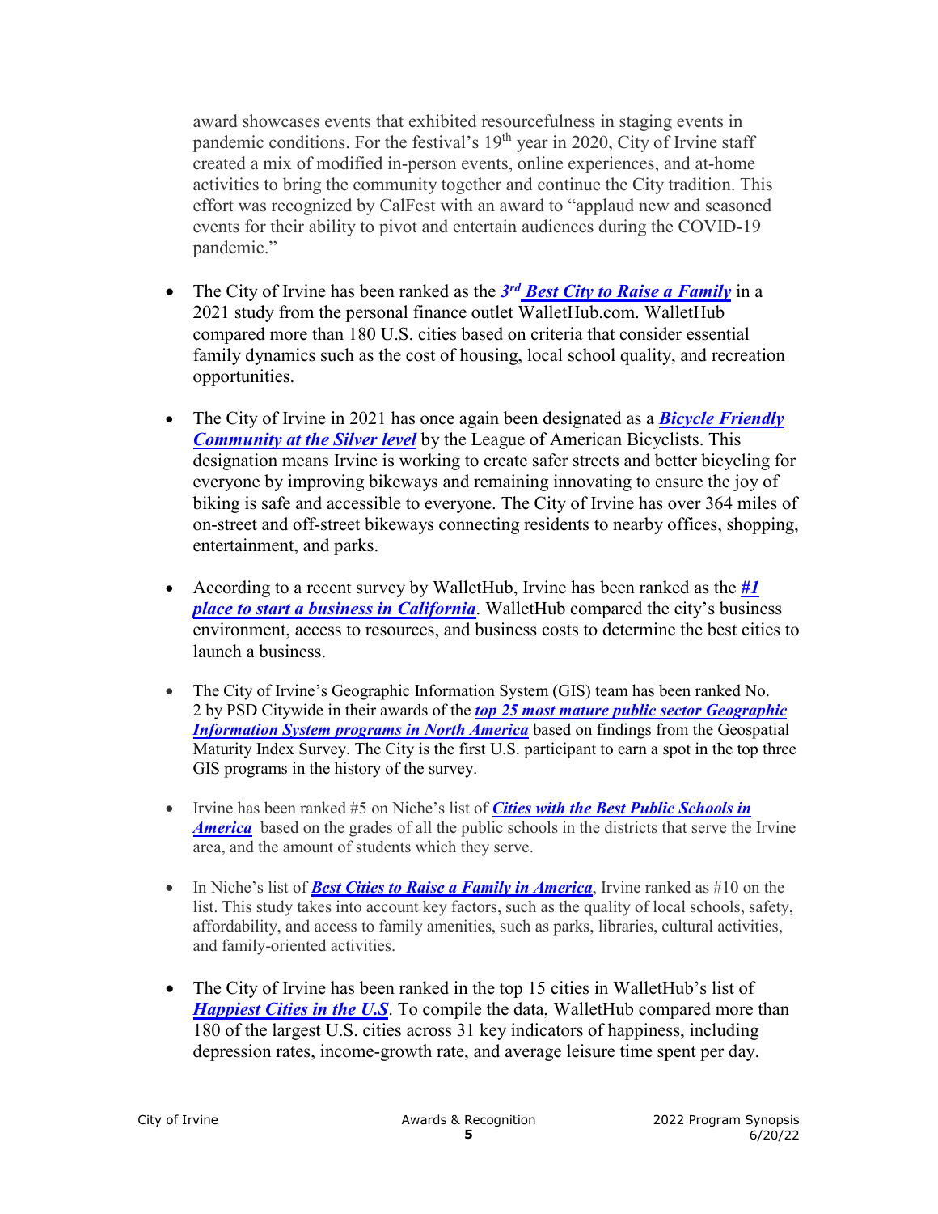award showcases events that exhibited resourcefulness in staging events in pandemic conditions. For the festival's 19th year in 2020, City of Irvine staff created a mix of modified in-person events, online experiences, and at-home activities to bring the community together and continue the City tradition. This effort was recognized by CalFest with an award to "applaud new and seasoned events for their ability to pivot and entertain audiences during the COVID-19 pandemic."

- The City of Irvine has been ranked as the ***3rd Best City to Raise a Family*** in a 2021 study from the personal finance outlet WalletHub.com. WalletHub compared more than 180 U.S. cities based on criteria that consider essential family dynamics such as the cost of housing, local school quality, and recreation opportunities.

- The City of Irvine in 2021 has once again been designated as a ***Bicycle Friendly Community at the Silver level*** by the League of American Bicyclists. This designation means Irvine is working to create safer streets and better bicycling for everyone by improving bikeways and remaining innovating to ensure the joy of biking is safe and accessible to everyone. The City of Irvine has over 364 miles of on-street and off-street bikeways connecting residents to nearby offices, shopping, entertainment, and parks.

- According to a recent survey by WalletHub, Irvine has been ranked as the ***#1 place to start a business in California***. WalletHub compared the city's business environment, access to resources, and business costs to determine the best cities to launch a business.

- The City of Irvine's Geographic Information System (GIS) team has been ranked No. 2 by PSD Citywide in their awards of the ***top 25 most mature public sector Geographic Information System programs in North America*** based on findings from the Geospatial Maturity Index Survey. The City is the first U.S. participant to earn a spot in the top three GIS programs in the history of the survey.

- Irvine has been ranked #5 on Niche's list of ***Cities with the Best Public Schools in America*** based on the grades of all the public schools in the districts that serve the Irvine area, and the amount of students which they serve.

- In Niche's list of ***Best Cities to Raise a Family in America***, Irvine ranked as #10 on the list. This study takes into account key factors, such as the quality of local schools, safety, affordability, and access to family amenities, such as parks, libraries, cultural activities, and family-oriented activities.

- The City of Irvine has been ranked in the top 15 cities in WalletHub's list of ***Happiest Cities in the U.S***. To compile the data, WalletHub compared more than 180 of the largest U.S. cities across 31 key indicators of happiness, including depression rates, income-growth rate, and average leisure time spent per day.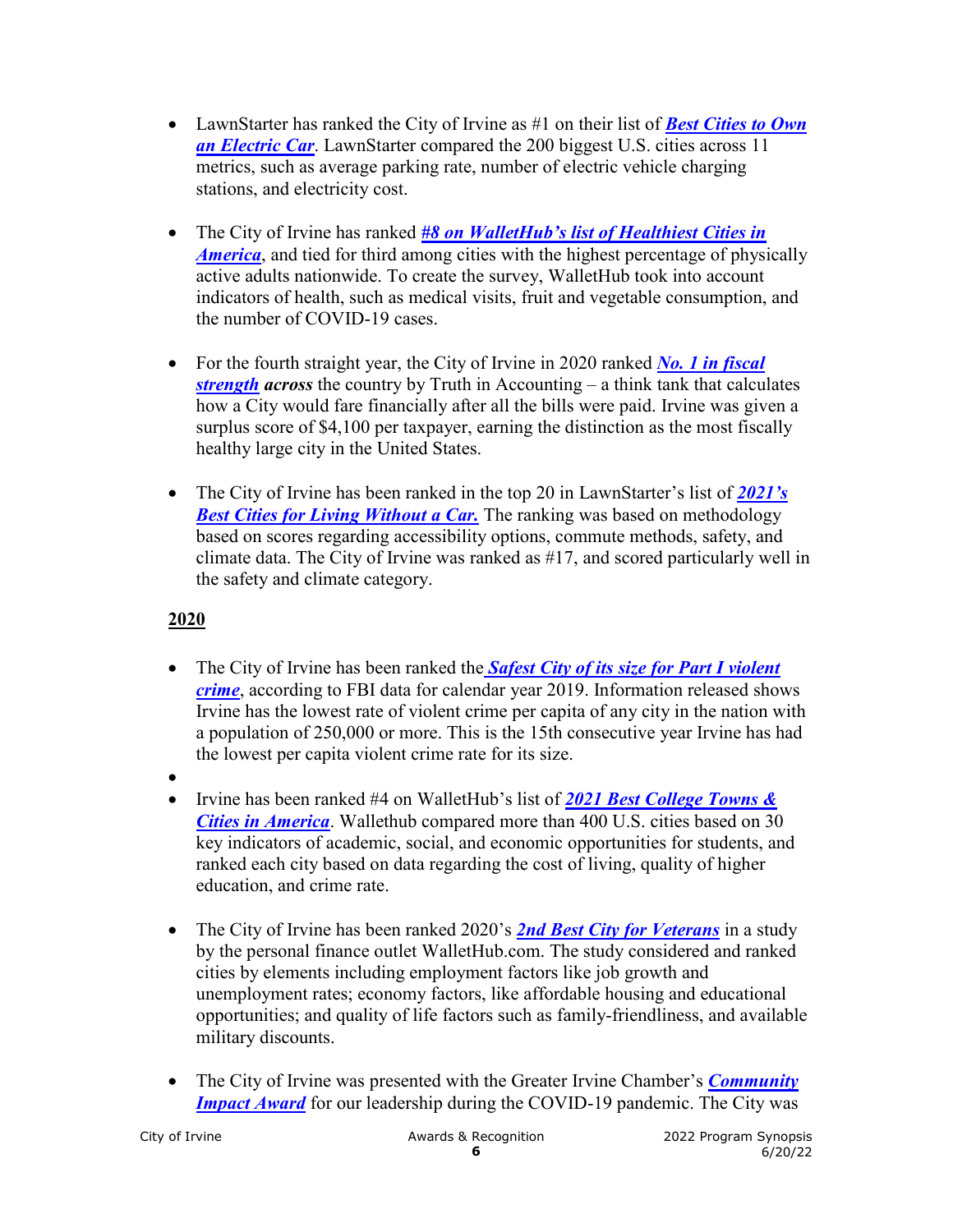- LawnStarter has ranked the City of Irvine as #1 on their list of ***Best Cities to Own an Electric Car***. LawnStarter compared the 200 biggest U.S. cities across 11 metrics, such as average parking rate, number of electric vehicle charging stations, and electricity cost.

- The City of Irvine has ranked ***#8 on WalletHub's list of Healthiest Cities in America***, and tied for third among cities with the highest percentage of physically active adults nationwide. To create the survey, WalletHub took into account indicators of health, such as medical visits, fruit and vegetable consumption, and the number of COVID-19 cases.

- For the fourth straight year, the City of Irvine in 2020 ranked ***No. 1 in fiscal strength across*** the country by Truth in Accounting – a think tank that calculates how a City would fare financially after all the bills were paid. Irvine was given a surplus score of $4,100 per taxpayer, earning the distinction as the most fiscally healthy large city in the United States.

- The City of Irvine has been ranked in the top 20 in LawnStarter's list of ***2021's Best Cities for Living Without a Car.*** The ranking was based on methodology based on scores regarding accessibility options, commute methods, safety, and climate data. The City of Irvine was ranked as #17, and scored particularly well in the safety and climate category.

**2020**

- The City of Irvine has been ranked the ***Safest City of its size for Part I violent crime***, according to FBI data for calendar year 2019. Information released shows Irvine has the lowest rate of violent crime per capita of any city in the nation with a population of 250,000 or more. This is the 15th consecutive year Irvine has had the lowest per capita violent crime rate for its size.
- 
- Irvine has been ranked #4 on WalletHub's list of ***2021 Best College Towns & Cities in America***. Wallethub compared more than 400 U.S. cities based on 30 key indicators of academic, social, and economic opportunities for students, and ranked each city based on data regarding the cost of living, quality of higher education, and crime rate.

- The City of Irvine has been ranked 2020's ***2nd Best City for Veterans*** in a study by the personal finance outlet WalletHub.com. The study considered and ranked cities by elements including employment factors like job growth and unemployment rates; economy factors, like affordable housing and educational opportunities; and quality of life factors such as family-friendliness, and available military discounts.

- The City of Irvine was presented with the Greater Irvine Chamber's ***Community Impact Award*** for our leadership during the COVID-19 pandemic. The City was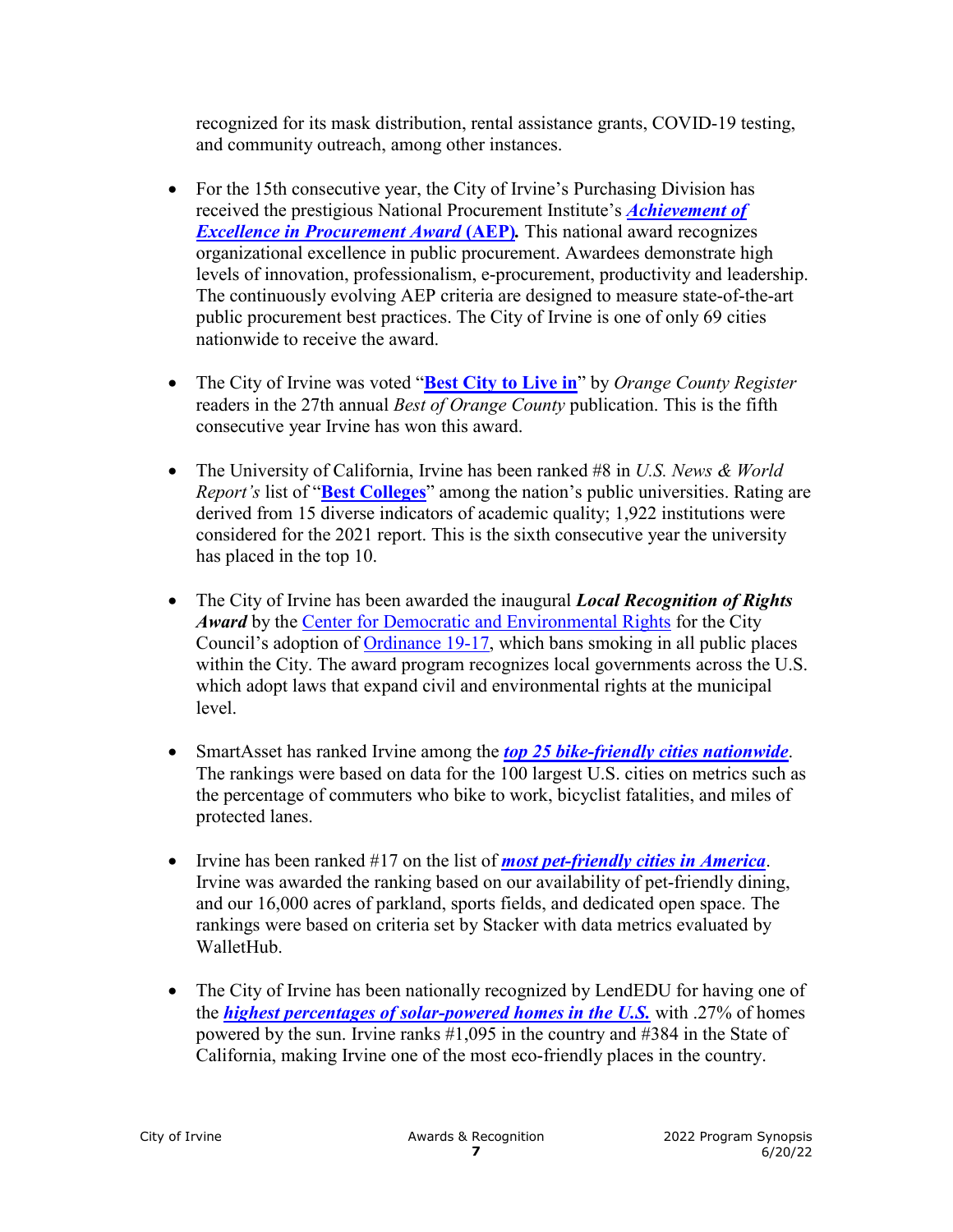recognized for its mask distribution, rental assistance grants, COVID-19 testing, and community outreach, among other instances.

- For the 15th consecutive year, the City of Irvine's Purchasing Division has received the prestigious National Procurement Institute's ***Achievement of Excellence in Procurement Award* (AEP)*.*** This national award recognizes organizational excellence in public procurement. Awardees demonstrate high levels of innovation, professionalism, e-procurement, productivity and leadership. The continuously evolving AEP criteria are designed to measure state-of-the-art public procurement best practices. The City of Irvine is one of only 69 cities nationwide to receive the award.

- The City of Irvine was voted "**Best City to Live in**" by *Orange County Register* readers in the 27th annual *Best of Orange County* publication. This is the fifth consecutive year Irvine has won this award.

- The University of California, Irvine has been ranked #8 in *U.S. News & World Report's* list of "**Best Colleges**" among the nation's public universities. Rating are derived from 15 diverse indicators of academic quality; 1,922 institutions were considered for the 2021 report. This is the sixth consecutive year the university has placed in the top 10.

- The City of Irvine has been awarded the inaugural ***Local Recognition of Rights Award*** by the Center for Democratic and Environmental Rights for the City Council's adoption of Ordinance 19-17, which bans smoking in all public places within the City. The award program recognizes local governments across the U.S. which adopt laws that expand civil and environmental rights at the municipal level.

- SmartAsset has ranked Irvine among the ***top 25 bike-friendly cities nationwide***. The rankings were based on data for the 100 largest U.S. cities on metrics such as the percentage of commuters who bike to work, bicyclist fatalities, and miles of protected lanes.

- Irvine has been ranked #17 on the list of ***most pet-friendly cities in America***. Irvine was awarded the ranking based on our availability of pet-friendly dining, and our 16,000 acres of parkland, sports fields, and dedicated open space. The rankings were based on criteria set by Stacker with data metrics evaluated by WalletHub.

- The City of Irvine has been nationally recognized by LendEDU for having one of the ***highest percentages of solar-powered homes in the U.S.*** with .27% of homes powered by the sun. Irvine ranks #1,095 in the country and #384 in the State of California, making Irvine one of the most eco-friendly places in the country.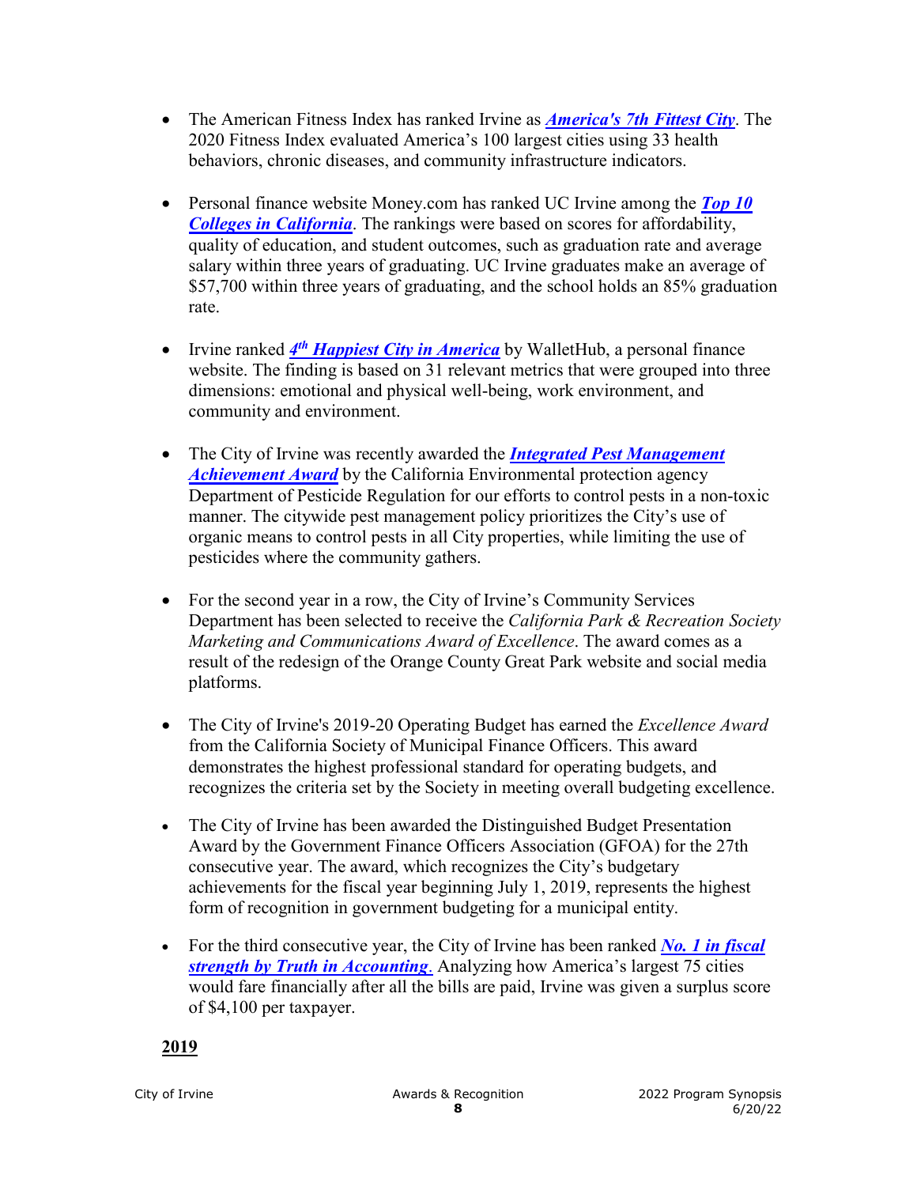- The American Fitness Index has ranked Irvine as ***America's 7th Fittest City***. The 2020 Fitness Index evaluated America's 100 largest cities using 33 health behaviors, chronic diseases, and community infrastructure indicators.

- Personal finance website Money.com has ranked UC Irvine among the ***Top 10 Colleges in California***. The rankings were based on scores for affordability, quality of education, and student outcomes, such as graduation rate and average salary within three years of graduating. UC Irvine graduates make an average of $57,700 within three years of graduating, and the school holds an 85% graduation rate.

- Irvine ranked ***4th Happiest City in America*** by WalletHub, a personal finance website. The finding is based on 31 relevant metrics that were grouped into three dimensions: emotional and physical well-being, work environment, and community and environment.

- The City of Irvine was recently awarded the ***Integrated Pest Management Achievement Award*** by the California Environmental protection agency Department of Pesticide Regulation for our efforts to control pests in a non-toxic manner. The citywide pest management policy prioritizes the City's use of organic means to control pests in all City properties, while limiting the use of pesticides where the community gathers.

- For the second year in a row, the City of Irvine's Community Services Department has been selected to receive the *California Park & Recreation Society Marketing and Communications Award of Excellence*. The award comes as a result of the redesign of the Orange County Great Park website and social media platforms.

- The City of Irvine's 2019-20 Operating Budget has earned the *Excellence Award* from the California Society of Municipal Finance Officers. This award demonstrates the highest professional standard for operating budgets, and recognizes the criteria set by the Society in meeting overall budgeting excellence.

- The City of Irvine has been awarded the Distinguished Budget Presentation Award by the Government Finance Officers Association (GFOA) for the 27th consecutive year. The award, which recognizes the City's budgetary achievements for the fiscal year beginning July 1, 2019, represents the highest form of recognition in government budgeting for a municipal entity.

- For the third consecutive year, the City of Irvine has been ranked ***No. 1 in fiscal strength by Truth in Accounting***. Analyzing how America's largest 75 cities would fare financially after all the bills are paid, Irvine was given a surplus score of $4,100 per taxpayer.

**2019**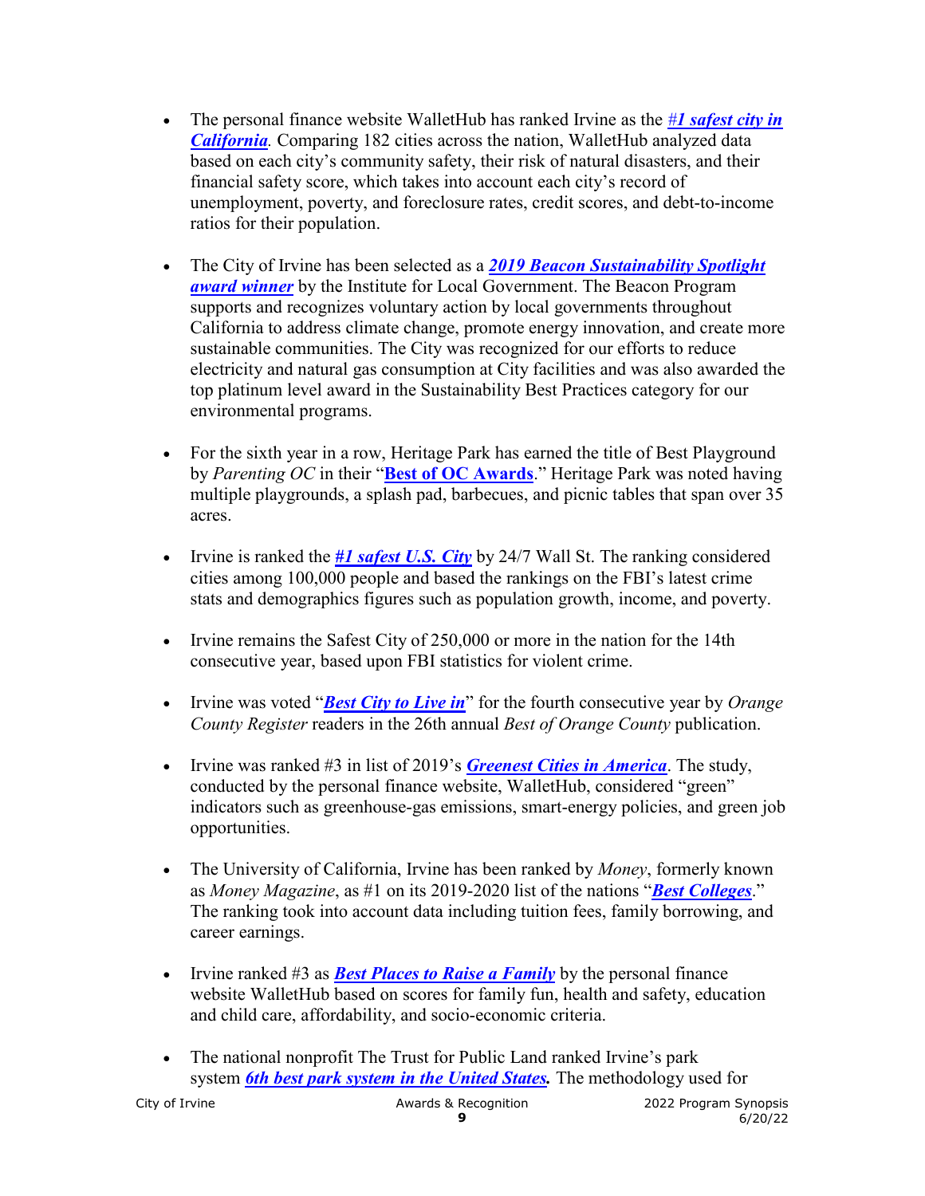- The personal finance website WalletHub has ranked Irvine as the ***#1 safest city in California***. Comparing 182 cities across the nation, WalletHub analyzed data based on each city's community safety, their risk of natural disasters, and their financial safety score, which takes into account each city's record of unemployment, poverty, and foreclosure rates, credit scores, and debt-to-income ratios for their population.

- The City of Irvine has been selected as a ***2019 Beacon Sustainability Spotlight award winner*** by the Institute for Local Government. The Beacon Program supports and recognizes voluntary action by local governments throughout California to address climate change, promote energy innovation, and create more sustainable communities. The City was recognized for our efforts to reduce electricity and natural gas consumption at City facilities and was also awarded the top platinum level award in the Sustainability Best Practices category for our environmental programs.

- For the sixth year in a row, Heritage Park has earned the title of Best Playground by *Parenting OC* in their "**Best of OC Awards**." Heritage Park was noted having multiple playgrounds, a splash pad, barbecues, and picnic tables that span over 35 acres.

- Irvine is ranked the ***#1 safest U.S. City*** by 24/7 Wall St. The ranking considered cities among 100,000 people and based the rankings on the FBI's latest crime stats and demographics figures such as population growth, income, and poverty.

- Irvine remains the Safest City of 250,000 or more in the nation for the 14th consecutive year, based upon FBI statistics for violent crime.

- Irvine was voted "***Best City to Live in***" for the fourth consecutive year by *Orange County Register* readers in the 26th annual *Best of Orange County* publication.

- Irvine was ranked #3 in list of 2019's ***Greenest Cities in America***. The study, conducted by the personal finance website, WalletHub, considered "green" indicators such as greenhouse-gas emissions, smart-energy policies, and green job opportunities.

- The University of California, Irvine has been ranked by *Money*, formerly known as *Money Magazine*, as #1 on its 2019-2020 list of the nations "***Best Colleges***." The ranking took into account data including tuition fees, family borrowing, and career earnings.

- Irvine ranked #3 as ***Best Places to Raise a Family*** by the personal finance website WalletHub based on scores for family fun, health and safety, education and child care, affordability, and socio-economic criteria.

- The national nonprofit The Trust for Public Land ranked Irvine's park system ***6th best park system in the United States.*** The methodology used for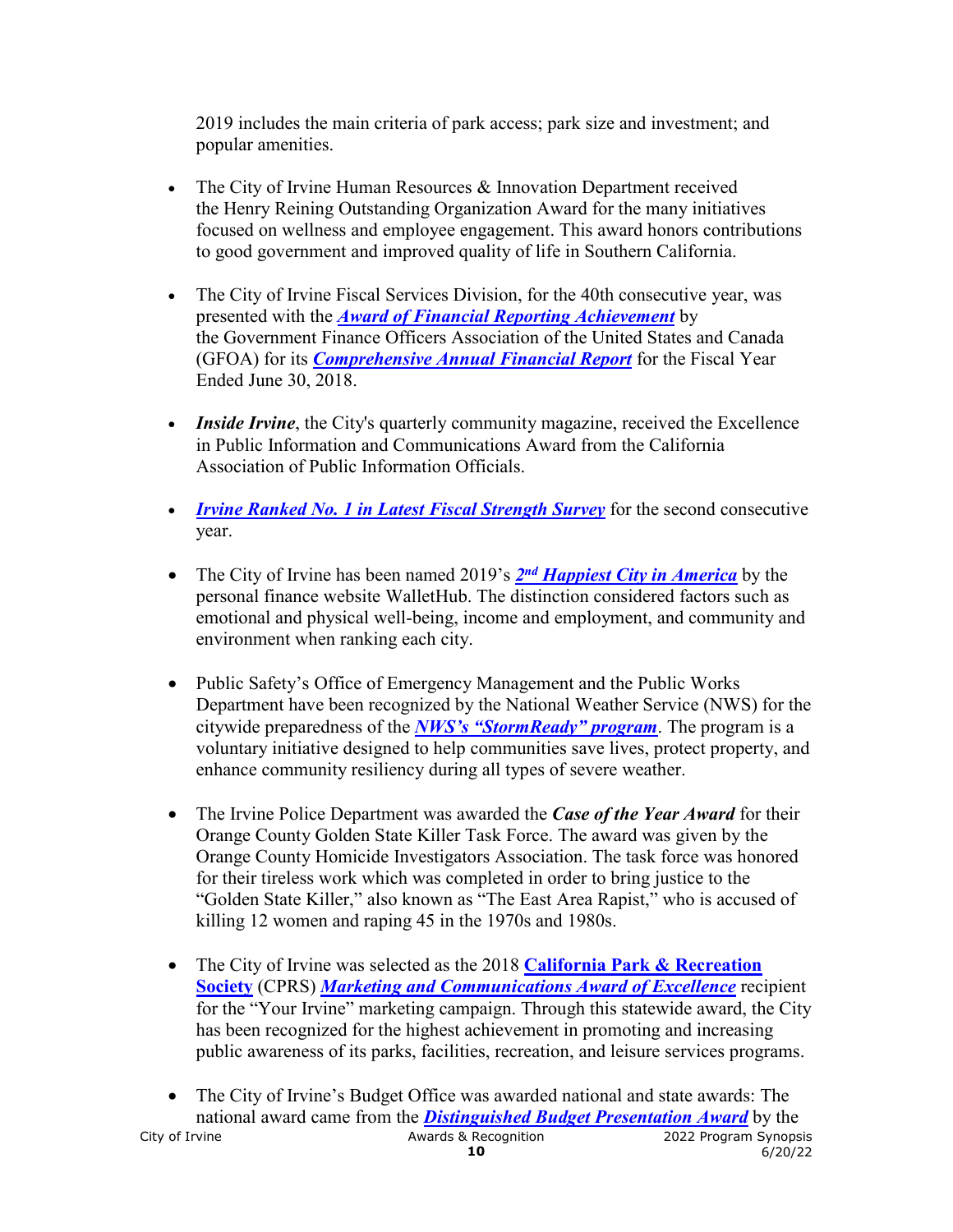2019 includes the main criteria of park access; park size and investment; and popular amenities.

- The City of Irvine Human Resources & Innovation Department received the Henry Reining Outstanding Organization Award for the many initiatives focused on wellness and employee engagement. This award honors contributions to good government and improved quality of life in Southern California.

- The City of Irvine Fiscal Services Division, for the 40th consecutive year, was presented with the ***Award of Financial Reporting Achievement*** by the Government Finance Officers Association of the United States and Canada (GFOA) for its ***Comprehensive Annual Financial Report*** for the Fiscal Year Ended June 30, 2018.

- ***Inside Irvine***, the City's quarterly community magazine, received the Excellence in Public Information and Communications Award from the California Association of Public Information Officials.

- ***Irvine Ranked No. 1 in Latest Fiscal Strength Survey*** for the second consecutive year.

- The City of Irvine has been named 2019's ***2nd Happiest City in America*** by the personal finance website WalletHub. The distinction considered factors such as emotional and physical well-being, income and employment, and community and environment when ranking each city.

- Public Safety's Office of Emergency Management and the Public Works Department have been recognized by the National Weather Service (NWS) for the citywide preparedness of the ***NWS's "StormReady" program***. The program is a voluntary initiative designed to help communities save lives, protect property, and enhance community resiliency during all types of severe weather.

- The Irvine Police Department was awarded the ***Case of the Year Award*** for their Orange County Golden State Killer Task Force. The award was given by the Orange County Homicide Investigators Association. The task force was honored for their tireless work which was completed in order to bring justice to the "Golden State Killer," also known as "The East Area Rapist," who is accused of killing 12 women and raping 45 in the 1970s and 1980s.

- The City of Irvine was selected as the 2018 **California Park & Recreation Society** (CPRS) ***Marketing and Communications Award of Excellence*** recipient for the "Your Irvine" marketing campaign. Through this statewide award, the City has been recognized for the highest achievement in promoting and increasing public awareness of its parks, facilities, recreation, and leisure services programs.

- The City of Irvine's Budget Office was awarded national and state awards: The national award came from the ***Distinguished Budget Presentation Award*** by the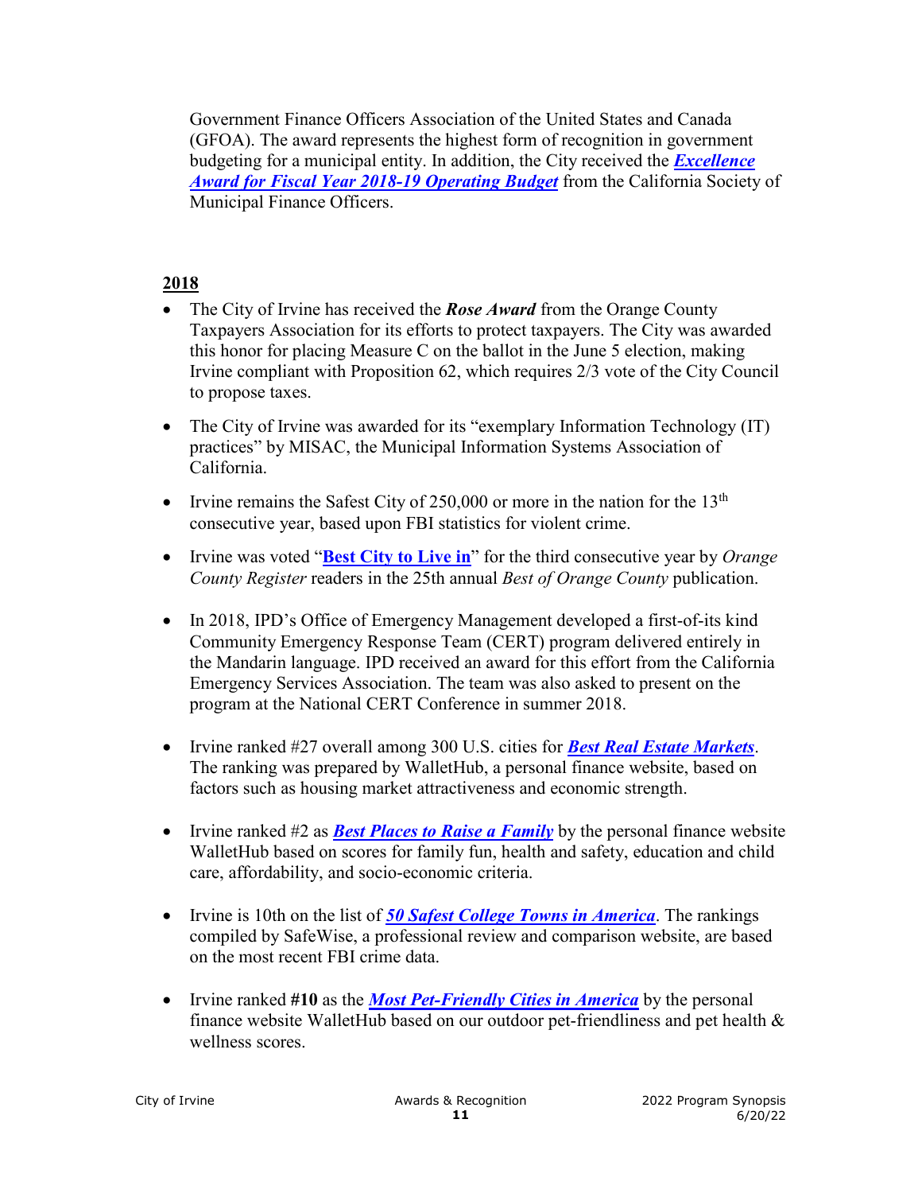Government Finance Officers Association of the United States and Canada (GFOA). The award represents the highest form of recognition in government budgeting for a municipal entity. In addition, the City received the ***Excellence Award for Fiscal Year 2018-19 Operating Budget*** from the California Society of Municipal Finance Officers.

**2018**

- The City of Irvine has received the ***Rose Award*** from the Orange County Taxpayers Association for its efforts to protect taxpayers. The City was awarded this honor for placing Measure C on the ballot in the June 5 election, making Irvine compliant with Proposition 62, which requires 2/3 vote of the City Council to propose taxes.

- The City of Irvine was awarded for its "exemplary Information Technology (IT) practices" by MISAC, the Municipal Information Systems Association of California.

- Irvine remains the Safest City of 250,000 or more in the nation for the 13th consecutive year, based upon FBI statistics for violent crime.

- Irvine was voted "**Best City to Live in**" for the third consecutive year by *Orange County Register* readers in the 25th annual *Best of Orange County* publication.

- In 2018, IPD's Office of Emergency Management developed a first-of-its kind Community Emergency Response Team (CERT) program delivered entirely in the Mandarin language. IPD received an award for this effort from the California Emergency Services Association. The team was also asked to present on the program at the National CERT Conference in summer 2018.

- Irvine ranked #27 overall among 300 U.S. cities for ***Best Real Estate Markets***. The ranking was prepared by WalletHub, a personal finance website, based on factors such as housing market attractiveness and economic strength.

- Irvine ranked #2 as ***Best Places to Raise a Family*** by the personal finance website WalletHub based on scores for family fun, health and safety, education and child care, affordability, and socio-economic criteria.

- Irvine is 10th on the list of ***50 Safest College Towns in America***. The rankings compiled by SafeWise, a professional review and comparison website, are based on the most recent FBI crime data.

- Irvine ranked **#10** as the ***Most Pet-Friendly Cities in America*** by the personal finance website WalletHub based on our outdoor pet-friendliness and pet health & wellness scores.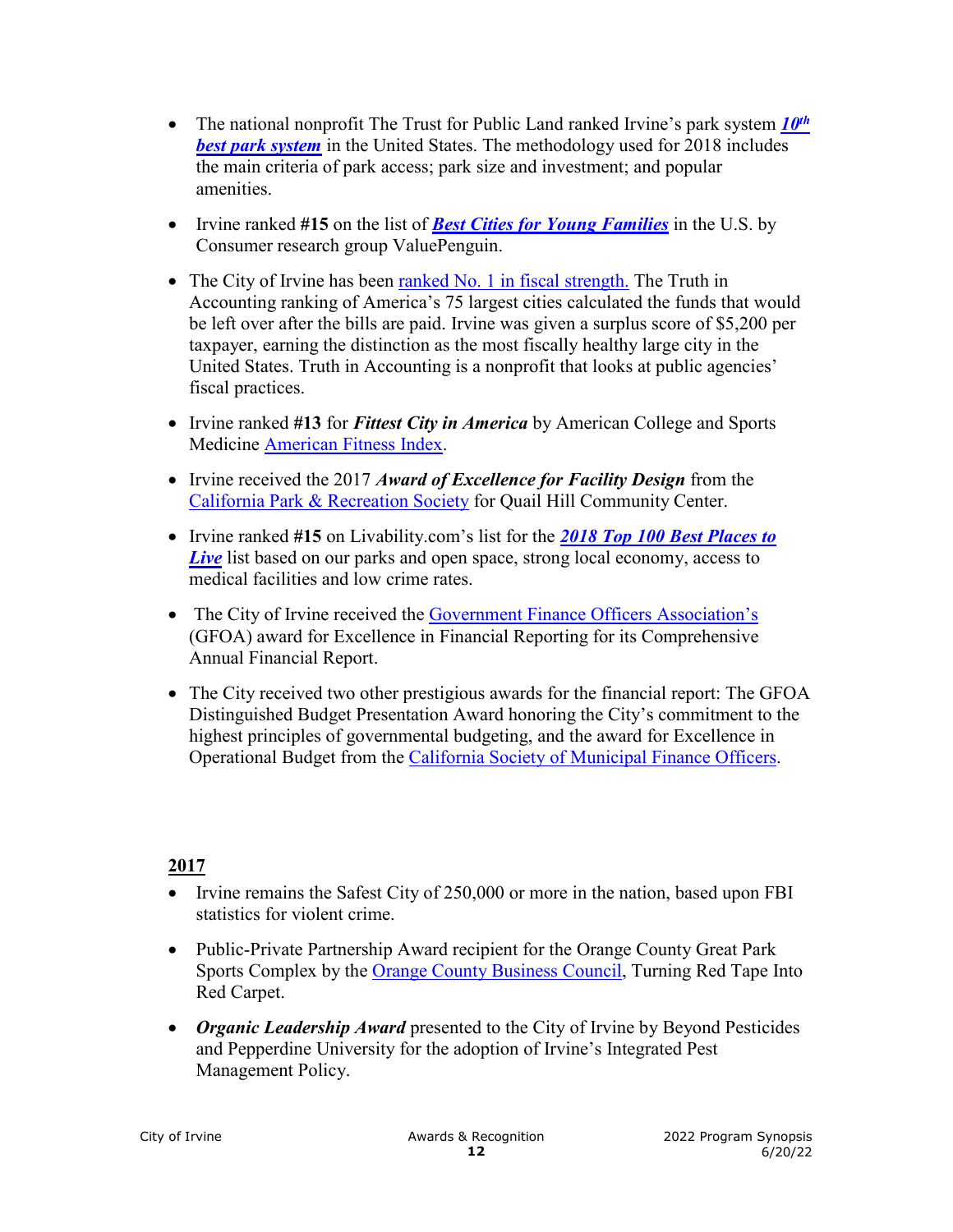- The national nonprofit The Trust for Public Land ranked Irvine's park system ***10th best park system*** in the United States. The methodology used for 2018 includes the main criteria of park access; park size and investment; and popular amenities.

- Irvine ranked **#15** on the list of ***Best Cities for Young Families*** in the U.S. by Consumer research group ValuePenguin.

- The City of Irvine has been ranked No. 1 in fiscal strength. The Truth in Accounting ranking of America's 75 largest cities calculated the funds that would be left over after the bills are paid. Irvine was given a surplus score of $5,200 per taxpayer, earning the distinction as the most fiscally healthy large city in the United States. Truth in Accounting is a nonprofit that looks at public agencies' fiscal practices.

- Irvine ranked **#13** for ***Fittest City in America*** by American College and Sports Medicine American Fitness Index.

- Irvine received the 2017 ***Award of Excellence for Facility Design*** from the California Park & Recreation Society for Quail Hill Community Center.

- Irvine ranked **#15** on Livability.com's list for the ***2018 Top 100 Best Places to Live*** list based on our parks and open space, strong local economy, access to medical facilities and low crime rates.

- The City of Irvine received the Government Finance Officers Association's (GFOA) award for Excellence in Financial Reporting for its Comprehensive Annual Financial Report.

- The City received two other prestigious awards for the financial report: The GFOA Distinguished Budget Presentation Award honoring the City's commitment to the highest principles of governmental budgeting, and the award for Excellence in Operational Budget from the California Society of Municipal Finance Officers.

## 2017

- Irvine remains the Safest City of 250,000 or more in the nation, based upon FBI statistics for violent crime.

- Public-Private Partnership Award recipient for the Orange County Great Park Sports Complex by the Orange County Business Council, Turning Red Tape Into Red Carpet.

- ***Organic Leadership Award*** presented to the City of Irvine by Beyond Pesticides and Pepperdine University for the adoption of Irvine's Integrated Pest Management Policy.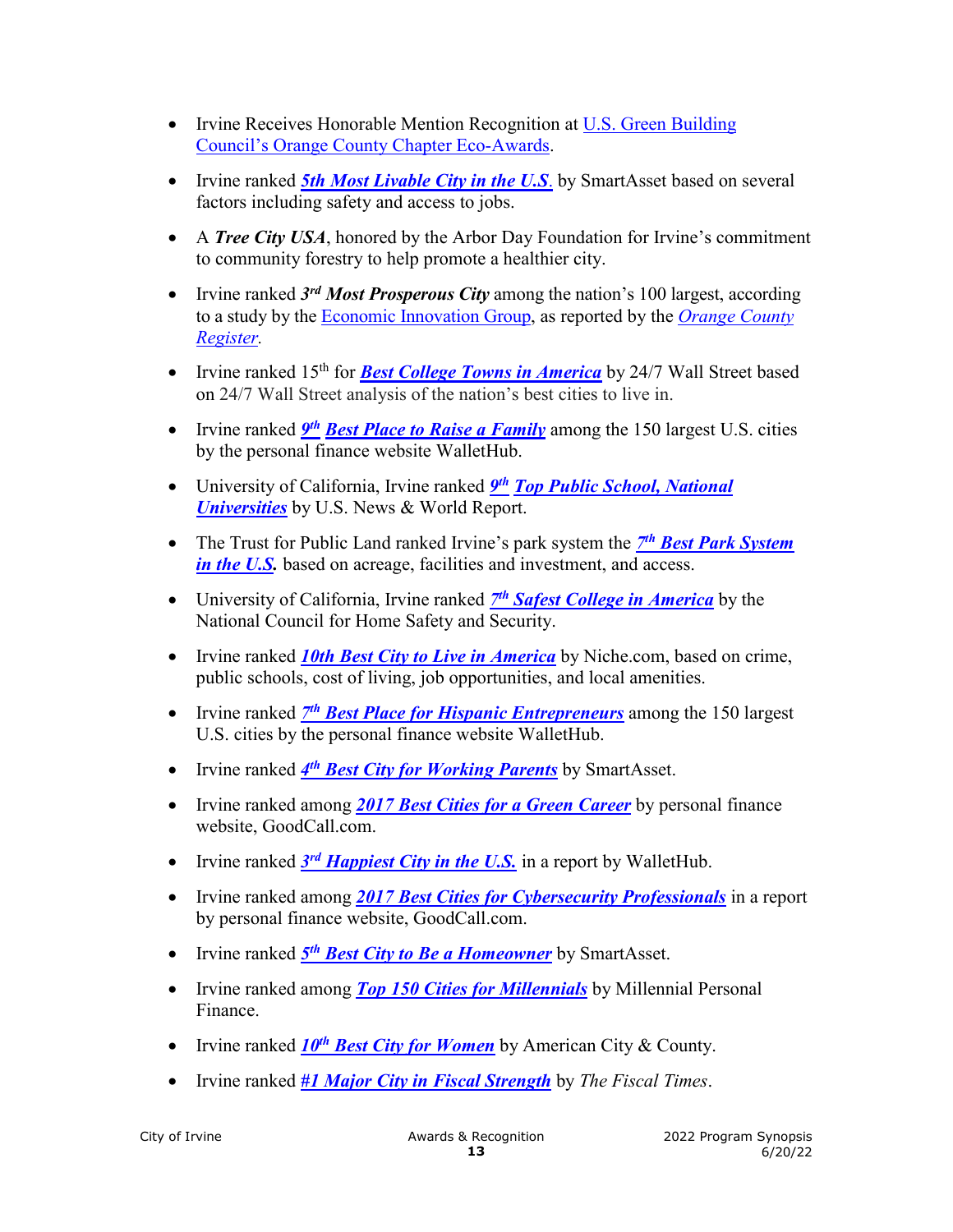- Irvine Receives Honorable Mention Recognition at U.S. Green Building Council's Orange County Chapter Eco-Awards.
- Irvine ranked ***5th Most Livable City in the U.S***. by SmartAsset based on several factors including safety and access to jobs.
- A ***Tree City USA***, honored by the Arbor Day Foundation for Irvine's commitment to community forestry to help promote a healthier city.
- Irvine ranked ***3rd Most Prosperous City*** among the nation's 100 largest, according to a study by the Economic Innovation Group, as reported by the *Orange County Register*.
- Irvine ranked 15th for ***Best College Towns in America*** by 24/7 Wall Street based on 24/7 Wall Street analysis of the nation's best cities to live in.
- Irvine ranked ***9th Best Place to Raise a Family*** among the 150 largest U.S. cities by the personal finance website WalletHub.
- University of California, Irvine ranked ***9th Top Public School, National Universities*** by U.S. News & World Report.
- The Trust for Public Land ranked Irvine's park system the ***7th Best Park System in the U.S.*** based on acreage, facilities and investment, and access.
- University of California, Irvine ranked ***7th Safest College in America*** by the National Council for Home Safety and Security.
- Irvine ranked ***10th Best City to Live in America*** by Niche.com, based on crime, public schools, cost of living, job opportunities, and local amenities.
- Irvine ranked ***7th Best Place for Hispanic Entrepreneurs*** among the 150 largest U.S. cities by the personal finance website WalletHub.
- Irvine ranked ***4th Best City for Working Parents*** by SmartAsset.
- Irvine ranked among ***2017 Best Cities for a Green Career*** by personal finance website, GoodCall.com.
- Irvine ranked ***3rd Happiest City in the U.S.*** in a report by WalletHub.
- Irvine ranked among ***2017 Best Cities for Cybersecurity Professionals*** in a report by personal finance website, GoodCall.com.
- Irvine ranked ***5th Best City to Be a Homeowner*** by SmartAsset.
- Irvine ranked among ***Top 150 Cities for Millennials*** by Millennial Personal Finance.
- Irvine ranked ***10th Best City for Women*** by American City & County.
- Irvine ranked ***#1 Major City in Fiscal Strength*** by *The Fiscal Times*.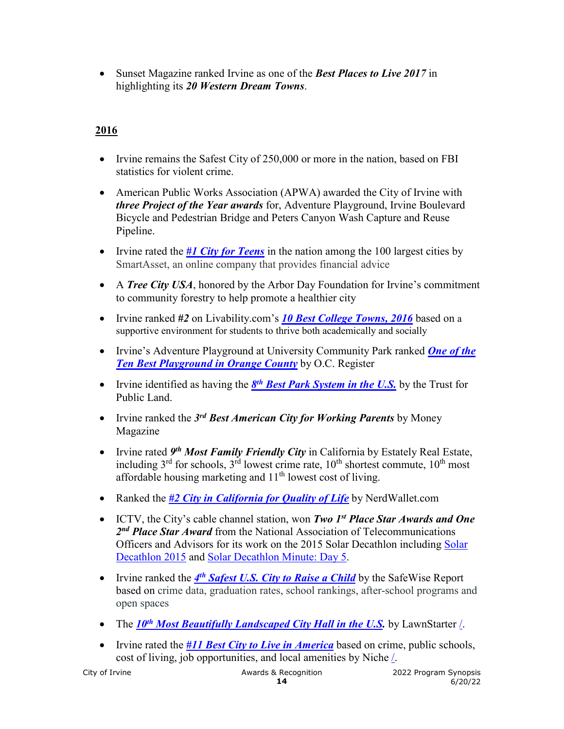- Sunset Magazine ranked Irvine as one of the ***Best Places to Live 2017*** in highlighting its ***20 Western Dream Towns***.

## 2016

- Irvine remains the Safest City of 250,000 or more in the nation, based on FBI statistics for violent crime.
- American Public Works Association (APWA) awarded the City of Irvine with ***three Project of the Year awards*** for, Adventure Playground, Irvine Boulevard Bicycle and Pedestrian Bridge and Peters Canyon Wash Capture and Reuse Pipeline.
- Irvine rated the ***#1 City for Teens*** in the nation among the 100 largest cities by SmartAsset, an online company that provides financial advice
- A ***Tree City USA***, honored by the Arbor Day Foundation for Irvine's commitment to community forestry to help promote a healthier city
- Irvine ranked ***#2*** on Livability.com's ***10 Best College Towns, 2016*** based on a supportive environment for students to thrive both academically and socially
- Irvine's Adventure Playground at University Community Park ranked ***One of the Ten Best Playground in Orange County*** by O.C. Register
- Irvine identified as having the ***8th Best Park System in the U.S.*** by the Trust for Public Land.
- Irvine ranked the ***3rd Best American City for Working Parents*** by Money Magazine
- Irvine rated ***9th Most Family Friendly City*** in California by Estately Real Estate, including 3rd for schools, 3rd lowest crime rate, 10th shortest commute, 10th most affordable housing marketing and 11th lowest cost of living.
- Ranked the ***#2 City in California for Quality of Life*** by NerdWallet.com
- ICTV, the City's cable channel station, won ***Two 1st Place Star Awards and One 2nd Place Star Award*** from the National Association of Telecommunications Officers and Advisors for its work on the 2015 Solar Decathlon including Solar Decathlon 2015 and Solar Decathlon Minute: Day 5.
- Irvine ranked the ***4th Safest U.S. City to Raise a Child*** by the SafeWise Report based on crime data, graduation rates, school rankings, after-school programs and open spaces
- The ***10th Most Beautifully Landscaped City Hall in the U.S.*** by LawnStarter /.
- Irvine rated the ***#11 Best City to Live in America*** based on crime, public schools, cost of living, job opportunities, and local amenities by Niche /.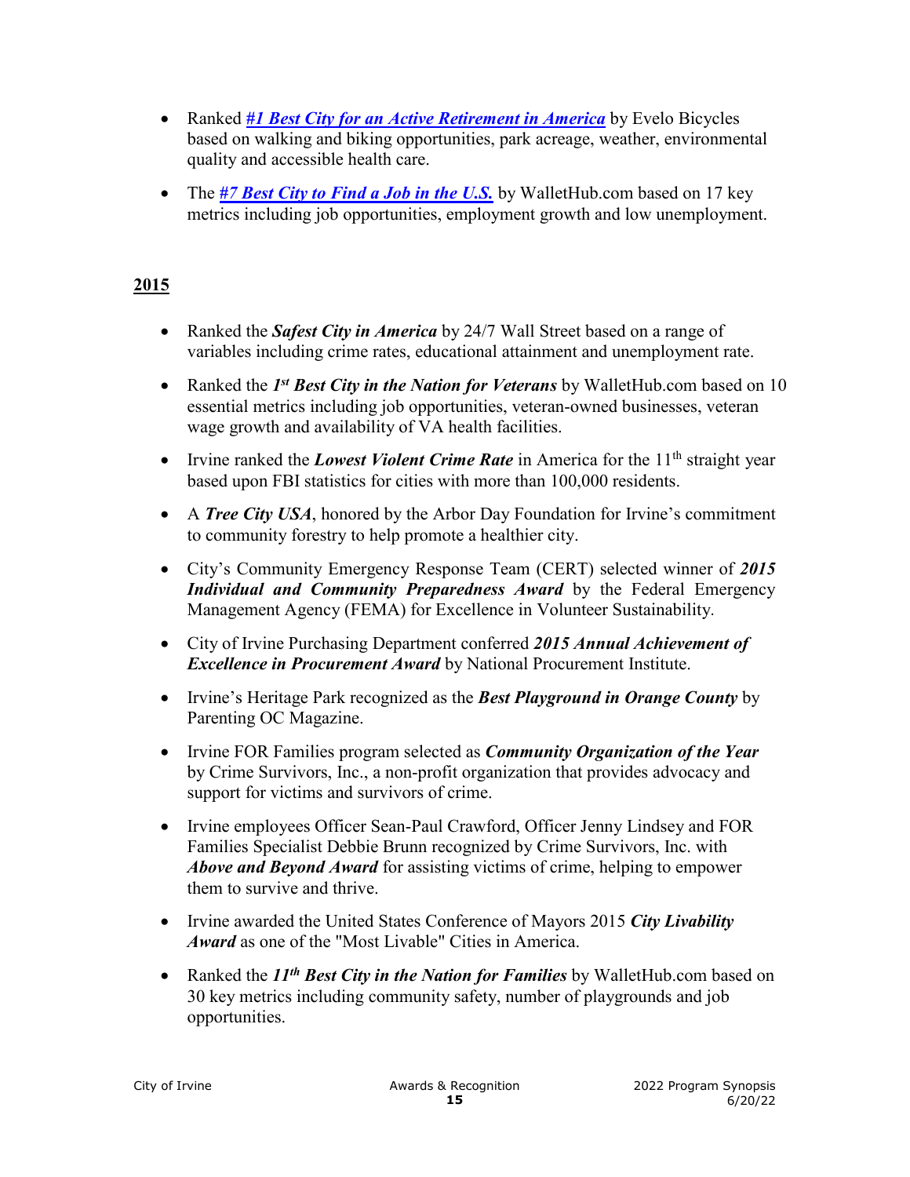- Ranked ***#1 Best City for an Active Retirement in America*** by Evelo Bicycles based on walking and biking opportunities, park acreage, weather, environmental quality and accessible health care.

- The ***#7 Best City to Find a Job in the U.S.*** by WalletHub.com based on 17 key metrics including job opportunities, employment growth and low unemployment.

## 2015

- Ranked the ***Safest City in America*** by 24/7 Wall Street based on a range of variables including crime rates, educational attainment and unemployment rate.

- Ranked the ***1st Best City in the Nation for Veterans*** by WalletHub.com based on 10 essential metrics including job opportunities, veteran-owned businesses, veteran wage growth and availability of VA health facilities.

- Irvine ranked the ***Lowest Violent Crime Rate*** in America for the 11th straight year based upon FBI statistics for cities with more than 100,000 residents.

- A ***Tree City USA***, honored by the Arbor Day Foundation for Irvine's commitment to community forestry to help promote a healthier city.

- City's Community Emergency Response Team (CERT) selected winner of ***2015 Individual and Community Preparedness Award*** by the Federal Emergency Management Agency (FEMA) for Excellence in Volunteer Sustainability.

- City of Irvine Purchasing Department conferred ***2015 Annual Achievement of Excellence in Procurement Award*** by National Procurement Institute.

- Irvine's Heritage Park recognized as the ***Best Playground in Orange County*** by Parenting OC Magazine.

- Irvine FOR Families program selected as ***Community Organization of the Year*** by Crime Survivors, Inc., a non-profit organization that provides advocacy and support for victims and survivors of crime.

- Irvine employees Officer Sean-Paul Crawford, Officer Jenny Lindsey and FOR Families Specialist Debbie Brunn recognized by Crime Survivors, Inc. with ***Above and Beyond Award*** for assisting victims of crime, helping to empower them to survive and thrive.

- Irvine awarded the United States Conference of Mayors 2015 ***City Livability Award*** as one of the "Most Livable" Cities in America.

- Ranked the ***11th Best City in the Nation for Families*** by WalletHub.com based on 30 key metrics including community safety, number of playgrounds and job opportunities.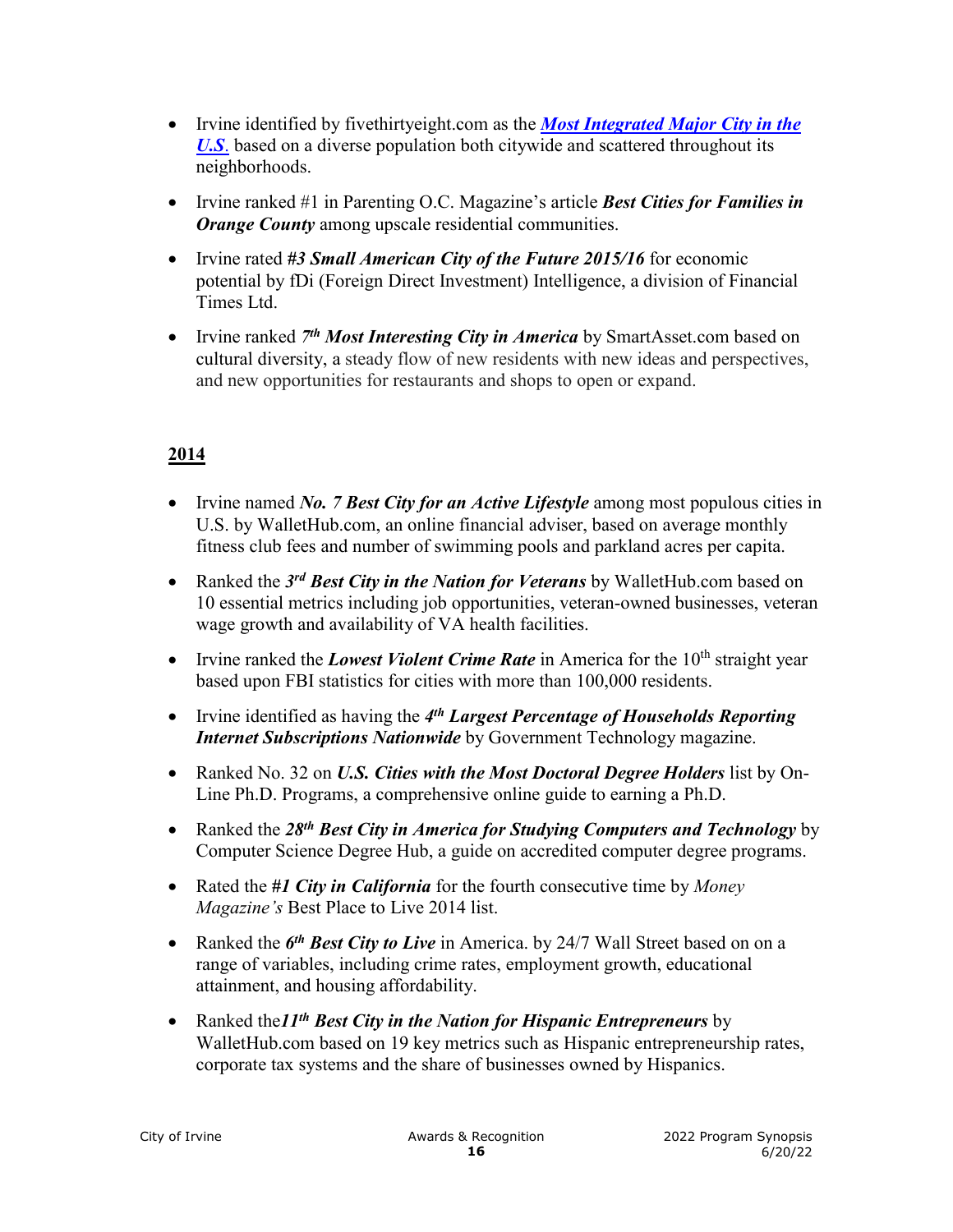- Irvine identified by fivethirtyeight.com as the ***Most Integrated Major City in the U.S.*** based on a diverse population both citywide and scattered throughout its neighborhoods.

- Irvine ranked #1 in Parenting O.C. Magazine's article ***Best Cities for Families in Orange County*** among upscale residential communities.

- Irvine rated ***#3 Small American City of the Future 2015/16*** for economic potential by fDi (Foreign Direct Investment) Intelligence, a division of Financial Times Ltd.

- Irvine ranked ***7th Most Interesting City in America*** by SmartAsset.com based on cultural diversity, a steady flow of new residents with new ideas and perspectives, and new opportunities for restaurants and shops to open or expand.

## 2014

- Irvine named ***No. 7 Best City for an Active Lifestyle*** among most populous cities in U.S. by WalletHub.com, an online financial adviser, based on average monthly fitness club fees and number of swimming pools and parkland acres per capita.

- Ranked the ***3rd Best City in the Nation for Veterans*** by WalletHub.com based on 10 essential metrics including job opportunities, veteran-owned businesses, veteran wage growth and availability of VA health facilities.

- Irvine ranked the ***Lowest Violent Crime Rate*** in America for the 10th straight year based upon FBI statistics for cities with more than 100,000 residents.

- Irvine identified as having the ***4th Largest Percentage of Households Reporting Internet Subscriptions Nationwide*** by Government Technology magazine.

- Ranked No. 32 on ***U.S. Cities with the Most Doctoral Degree Holders*** list by On-Line Ph.D. Programs, a comprehensive online guide to earning a Ph.D.

- Ranked the ***28th Best City in America for Studying Computers and Technology*** by Computer Science Degree Hub, a guide on accredited computer degree programs.

- Rated the ***#1 City in California*** for the fourth consecutive time by *Money Magazine's* Best Place to Live 2014 list.

- Ranked the ***6th Best City to Live*** in America. by 24/7 Wall Street based on on a range of variables, including crime rates, employment growth, educational attainment, and housing affordability.

- Ranked the***11th Best City in the Nation for Hispanic Entrepreneurs*** by WalletHub.com based on 19 key metrics such as Hispanic entrepreneurship rates, corporate tax systems and the share of businesses owned by Hispanics.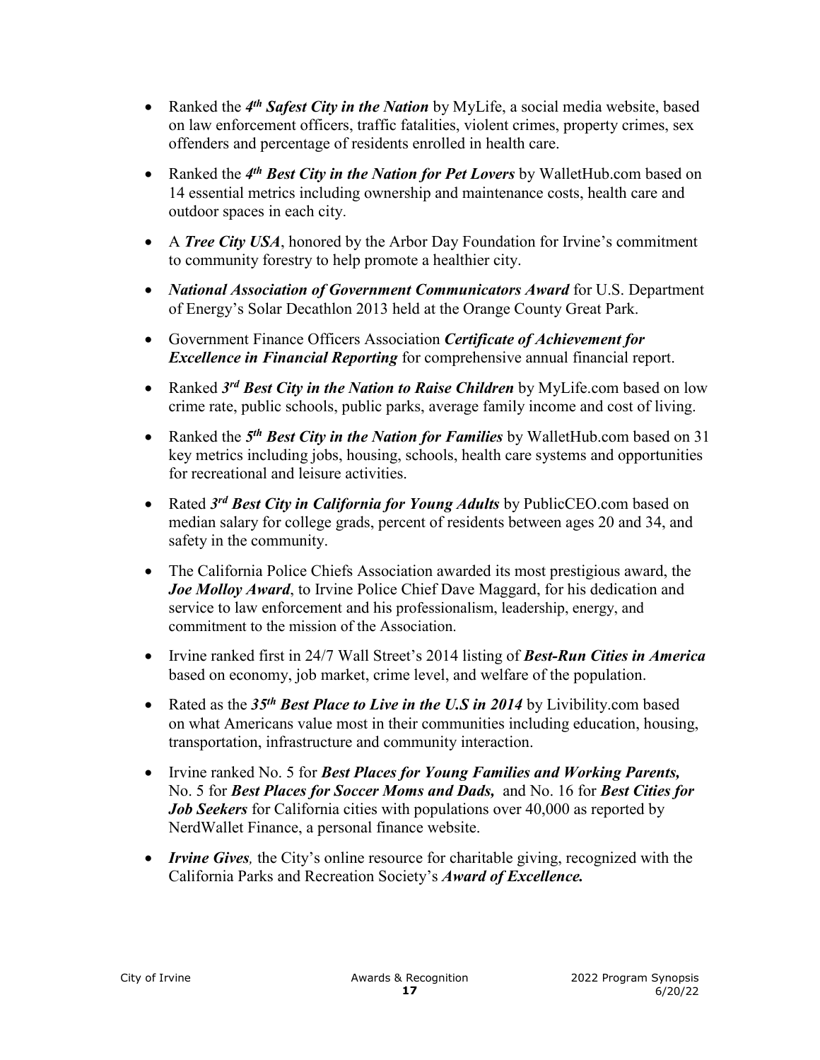- Ranked the ***4th Safest City in the Nation*** by MyLife, a social media website, based on law enforcement officers, traffic fatalities, violent crimes, property crimes, sex offenders and percentage of residents enrolled in health care.
- Ranked the ***4th Best City in the Nation for Pet Lovers*** by WalletHub.com based on 14 essential metrics including ownership and maintenance costs, health care and outdoor spaces in each city.
- A ***Tree City USA***, honored by the Arbor Day Foundation for Irvine's commitment to community forestry to help promote a healthier city.
- ***National Association of Government Communicators Award*** for U.S. Department of Energy's Solar Decathlon 2013 held at the Orange County Great Park.
- Government Finance Officers Association ***Certificate of Achievement for Excellence in Financial Reporting*** for comprehensive annual financial report.
- Ranked ***3rd Best City in the Nation to Raise Children*** by MyLife.com based on low crime rate, public schools, public parks, average family income and cost of living.
- Ranked the ***5th Best City in the Nation for Families*** by WalletHub.com based on 31 key metrics including jobs, housing, schools, health care systems and opportunities for recreational and leisure activities.
- Rated ***3rd Best City in California for Young Adults*** by PublicCEO.com based on median salary for college grads, percent of residents between ages 20 and 34, and safety in the community.
- The California Police Chiefs Association awarded its most prestigious award, the ***Joe Molloy Award***, to Irvine Police Chief Dave Maggard, for his dedication and service to law enforcement and his professionalism, leadership, energy, and commitment to the mission of the Association.
- Irvine ranked first in 24/7 Wall Street's 2014 listing of ***Best-Run Cities in America*** based on economy, job market, crime level, and welfare of the population.
- Rated as the ***35th Best Place to Live in the U.S in 2014*** by Livibility.com based on what Americans value most in their communities including education, housing, transportation, infrastructure and community interaction.
- Irvine ranked No. 5 for ***Best Places for Young Families and Working Parents,*** No. 5 for ***Best Places for Soccer Moms and Dads,*** and No. 16 for ***Best Cities for Job Seekers*** for California cities with populations over 40,000 as reported by NerdWallet Finance, a personal finance website.
- ***Irvine Gives,*** the City's online resource for charitable giving, recognized with the California Parks and Recreation Society's ***Award of Excellence.***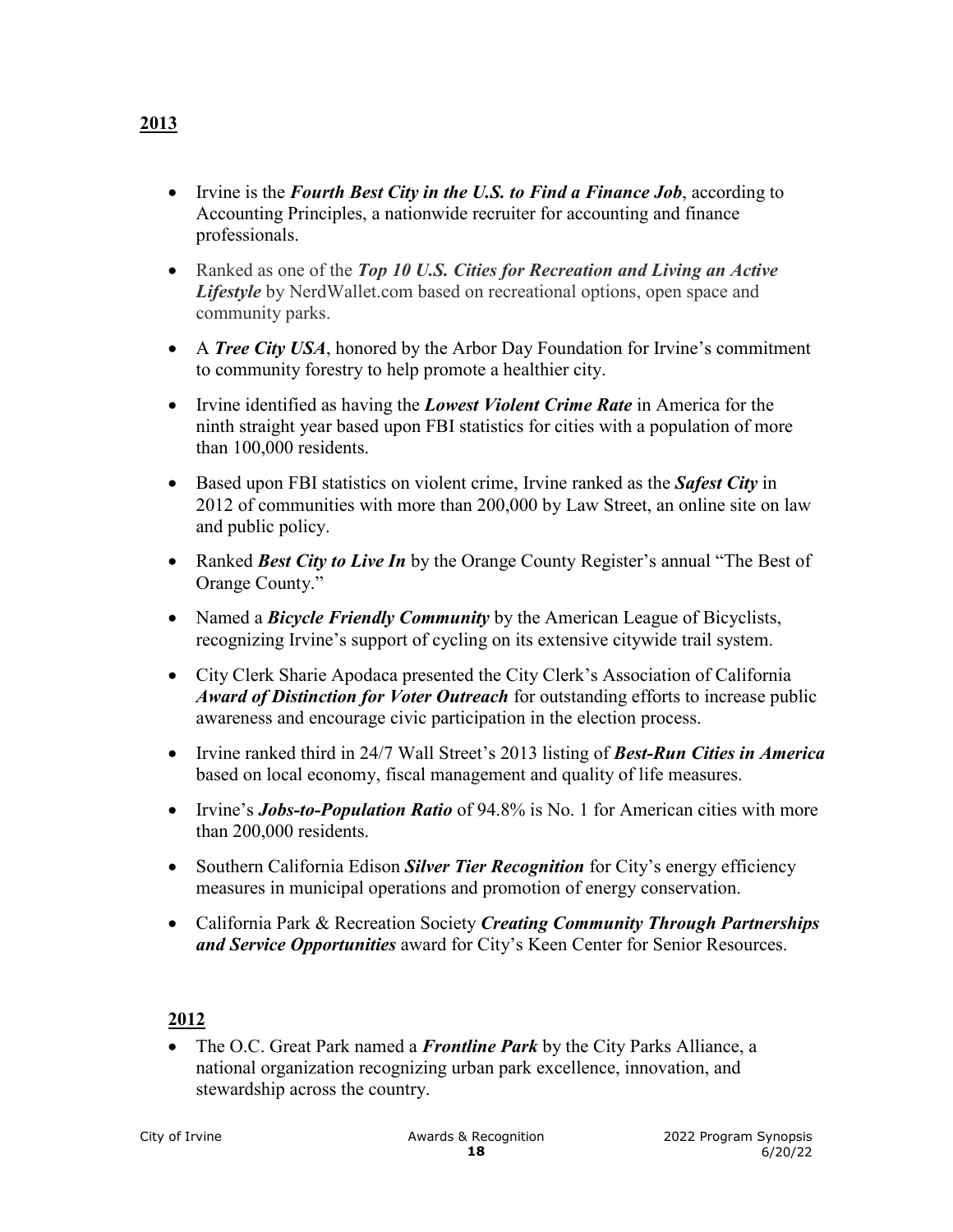**<u>2013</u>**

- Irvine is the ***Fourth Best City in the U.S. to Find a Finance Job***, according to Accounting Principles, a nationwide recruiter for accounting and finance professionals.
- Ranked as one of the ***Top 10 U.S. Cities for Recreation and Living an Active Lifestyle*** by NerdWallet.com based on recreational options, open space and community parks.
- A ***Tree City USA***, honored by the Arbor Day Foundation for Irvine's commitment to community forestry to help promote a healthier city.
- Irvine identified as having the ***Lowest Violent Crime Rate*** in America for the ninth straight year based upon FBI statistics for cities with a population of more than 100,000 residents.
- Based upon FBI statistics on violent crime, Irvine ranked as the ***Safest City*** in 2012 of communities with more than 200,000 by Law Street, an online site on law and public policy.
- Ranked ***Best City to Live In*** by the Orange County Register's annual "The Best of Orange County."
- Named a ***Bicycle Friendly Community*** by the American League of Bicyclists, recognizing Irvine's support of cycling on its extensive citywide trail system.
- City Clerk Sharie Apodaca presented the City Clerk's Association of California ***Award of Distinction for Voter Outreach*** for outstanding efforts to increase public awareness and encourage civic participation in the election process.
- Irvine ranked third in 24/7 Wall Street's 2013 listing of ***Best-Run Cities in America*** based on local economy, fiscal management and quality of life measures.
- Irvine's ***Jobs-to-Population Ratio*** of 94.8% is No. 1 for American cities with more than 200,000 residents.
- Southern California Edison ***Silver Tier Recognition*** for City's energy efficiency measures in municipal operations and promotion of energy conservation.
- California Park & Recreation Society ***Creating Community Through Partnerships and Service Opportunities*** award for City's Keen Center for Senior Resources.

**<u>2012</u>**

- The O.C. Great Park named a ***Frontline Park*** by the City Parks Alliance, a national organization recognizing urban park excellence, innovation, and stewardship across the country.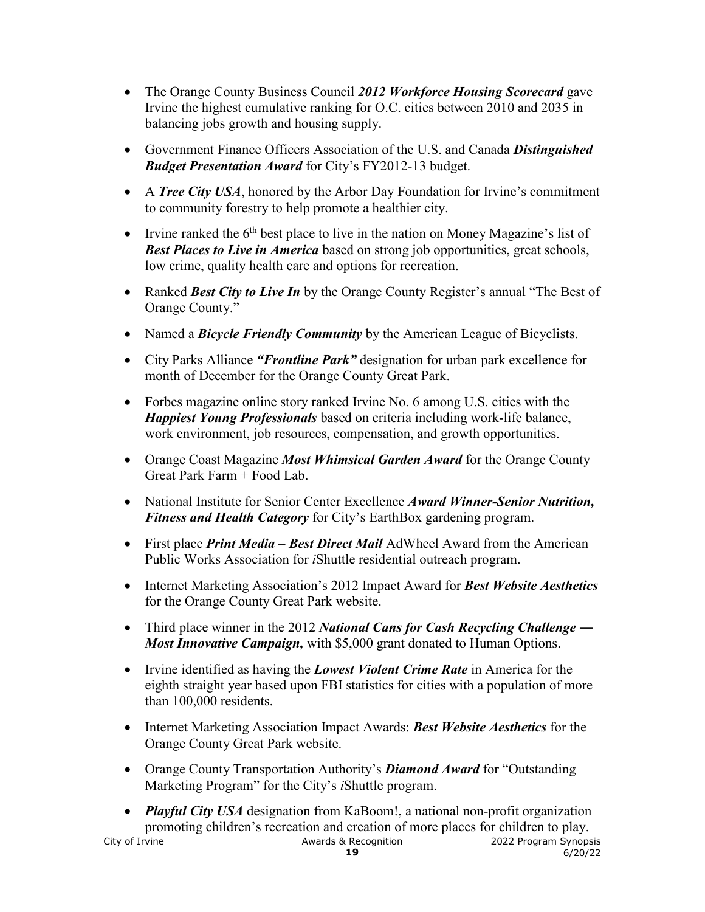- The Orange County Business Council ***2012 Workforce Housing Scorecard*** gave Irvine the highest cumulative ranking for O.C. cities between 2010 and 2035 in balancing jobs growth and housing supply.
- Government Finance Officers Association of the U.S. and Canada ***Distinguished Budget Presentation Award*** for City's FY2012-13 budget.
- A ***Tree City USA***, honored by the Arbor Day Foundation for Irvine's commitment to community forestry to help promote a healthier city.
- Irvine ranked the 6th best place to live in the nation on Money Magazine's list of ***Best Places to Live in America*** based on strong job opportunities, great schools, low crime, quality health care and options for recreation.
- Ranked ***Best City to Live In*** by the Orange County Register's annual "The Best of Orange County."
- Named a ***Bicycle Friendly Community*** by the American League of Bicyclists.
- City Parks Alliance ***"Frontline Park"*** designation for urban park excellence for month of December for the Orange County Great Park.
- Forbes magazine online story ranked Irvine No. 6 among U.S. cities with the ***Happiest Young Professionals*** based on criteria including work-life balance, work environment, job resources, compensation, and growth opportunities.
- Orange Coast Magazine ***Most Whimsical Garden Award*** for the Orange County Great Park Farm + Food Lab.
- National Institute for Senior Center Excellence ***Award Winner-Senior Nutrition, Fitness and Health Category*** for City's EarthBox gardening program.
- First place ***Print Media – Best Direct Mail*** AdWheel Award from the American Public Works Association for *i*Shuttle residential outreach program.
- Internet Marketing Association's 2012 Impact Award for ***Best Website Aesthetics*** for the Orange County Great Park website.
- Third place winner in the 2012 ***National Cans for Cash Recycling Challenge — Most Innovative Campaign,*** with $5,000 grant donated to Human Options.
- Irvine identified as having the ***Lowest Violent Crime Rate*** in America for the eighth straight year based upon FBI statistics for cities with a population of more than 100,000 residents.
- Internet Marketing Association Impact Awards: ***Best Website Aesthetics*** for the Orange County Great Park website.
- Orange County Transportation Authority's ***Diamond Award*** for "Outstanding Marketing Program" for the City's *i*Shuttle program.
- ***Playful City USA*** designation from KaBoom!, a national non-profit organization promoting children's recreation and creation of more places for children to play.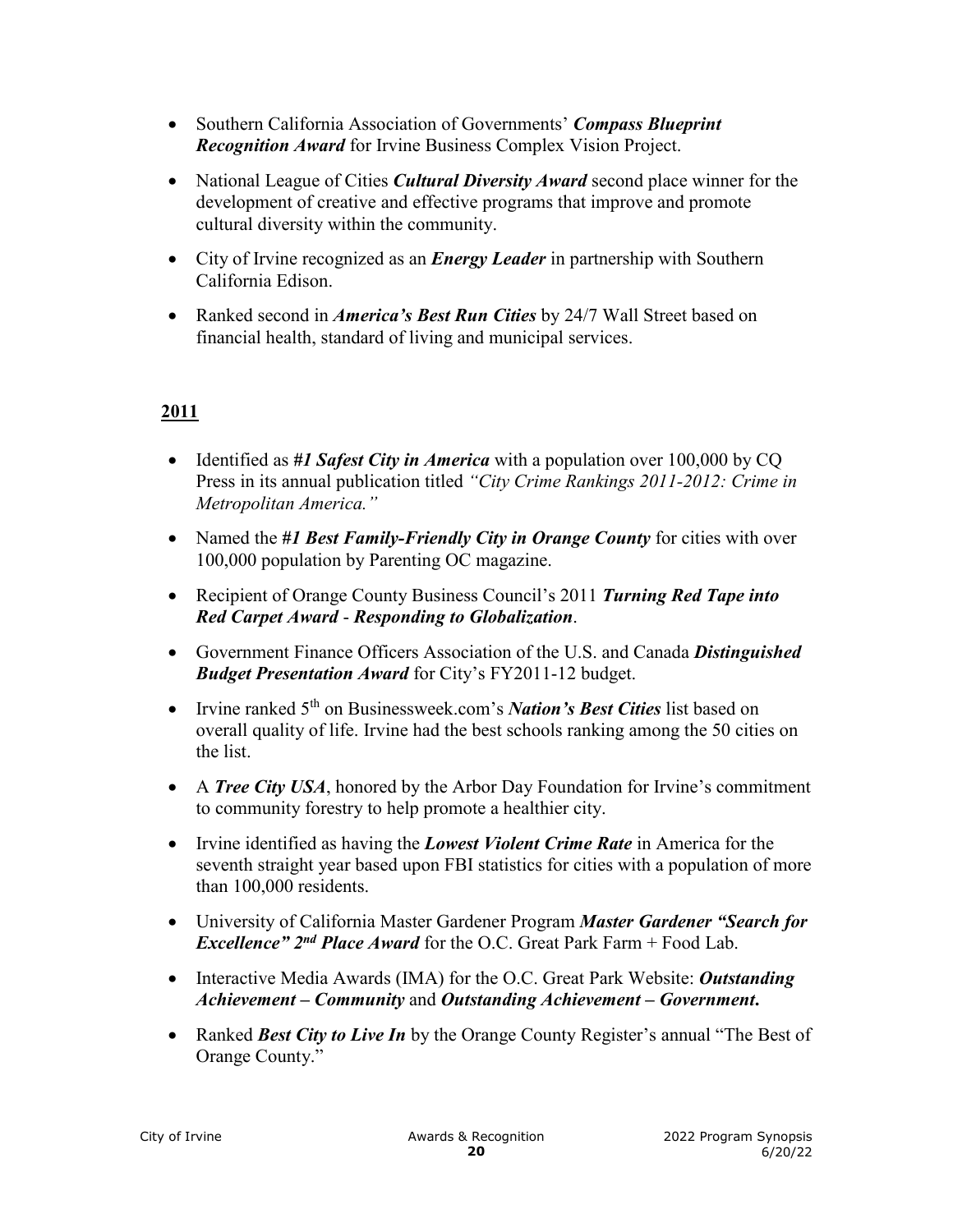- Southern California Association of Governments' ***Compass Blueprint Recognition Award*** for Irvine Business Complex Vision Project.
- National League of Cities ***Cultural Diversity Award*** second place winner for the development of creative and effective programs that improve and promote cultural diversity within the community.
- City of Irvine recognized as an ***Energy Leader*** in partnership with Southern California Edison.
- Ranked second in ***America's Best Run Cities*** by 24/7 Wall Street based on financial health, standard of living and municipal services.

## 2011

- Identified as ***#1 Safest City in America*** with a population over 100,000 by CQ Press in its annual publication titled *"City Crime Rankings 2011-2012: Crime in Metropolitan America."*
- Named the ***#1 Best Family-Friendly City in Orange County*** for cities with over 100,000 population by Parenting OC magazine.
- Recipient of Orange County Business Council's 2011 ***Turning Red Tape into Red Carpet Award - Responding to Globalization***.
- Government Finance Officers Association of the U.S. and Canada ***Distinguished Budget Presentation Award*** for City's FY2011-12 budget.
- Irvine ranked 5th on Businessweek.com's ***Nation's Best Cities*** list based on overall quality of life. Irvine had the best schools ranking among the 50 cities on the list.
- A ***Tree City USA***, honored by the Arbor Day Foundation for Irvine's commitment to community forestry to help promote a healthier city.
- Irvine identified as having the ***Lowest Violent Crime Rate*** in America for the seventh straight year based upon FBI statistics for cities with a population of more than 100,000 residents.
- University of California Master Gardener Program ***Master Gardener "Search for Excellence" 2nd Place Award*** for the O.C. Great Park Farm + Food Lab.
- Interactive Media Awards (IMA) for the O.C. Great Park Website: ***Outstanding Achievement – Community*** and ***Outstanding Achievement – Government.***
- Ranked ***Best City to Live In*** by the Orange County Register's annual "The Best of Orange County."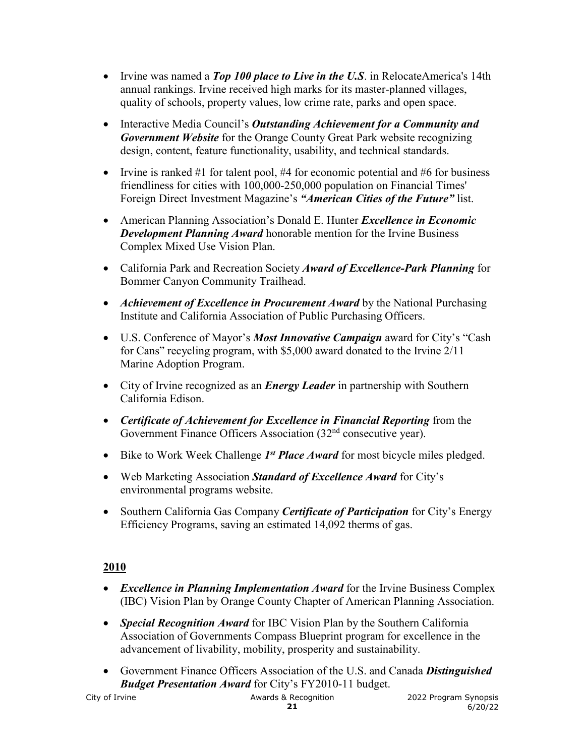- Irvine was named a ***Top 100 place to Live in the U.S***. in RelocateAmerica's 14th annual rankings. Irvine received high marks for its master-planned villages, quality of schools, property values, low crime rate, parks and open space.
- Interactive Media Council's ***Outstanding Achievement for a Community and Government Website*** for the Orange County Great Park website recognizing design, content, feature functionality, usability, and technical standards.
- Irvine is ranked #1 for talent pool, #4 for economic potential and #6 for business friendliness for cities with 100,000-250,000 population on Financial Times' Foreign Direct Investment Magazine's ***"American Cities of the Future"*** list.
- American Planning Association's Donald E. Hunter ***Excellence in Economic Development Planning Award*** honorable mention for the Irvine Business Complex Mixed Use Vision Plan.
- California Park and Recreation Society ***Award of Excellence-Park Planning*** for Bommer Canyon Community Trailhead.
- ***Achievement of Excellence in Procurement Award*** by the National Purchasing Institute and California Association of Public Purchasing Officers.
- U.S. Conference of Mayor's ***Most Innovative Campaign*** award for City's "Cash for Cans" recycling program, with $5,000 award donated to the Irvine 2/11 Marine Adoption Program.
- City of Irvine recognized as an ***Energy Leader*** in partnership with Southern California Edison.
- ***Certificate of Achievement for Excellence in Financial Reporting*** from the Government Finance Officers Association (32nd consecutive year).
- Bike to Work Week Challenge ***1st Place Award*** for most bicycle miles pledged.
- Web Marketing Association ***Standard of Excellence Award*** for City's environmental programs website.
- Southern California Gas Company ***Certificate of Participation*** for City's Energy Efficiency Programs, saving an estimated 14,092 therms of gas.

## 2010

- ***Excellence in Planning Implementation Award*** for the Irvine Business Complex (IBC) Vision Plan by Orange County Chapter of American Planning Association.
- ***Special Recognition Award*** for IBC Vision Plan by the Southern California Association of Governments Compass Blueprint program for excellence in the advancement of livability, mobility, prosperity and sustainability.
- Government Finance Officers Association of the U.S. and Canada ***Distinguished Budget Presentation Award*** for City's FY2010-11 budget.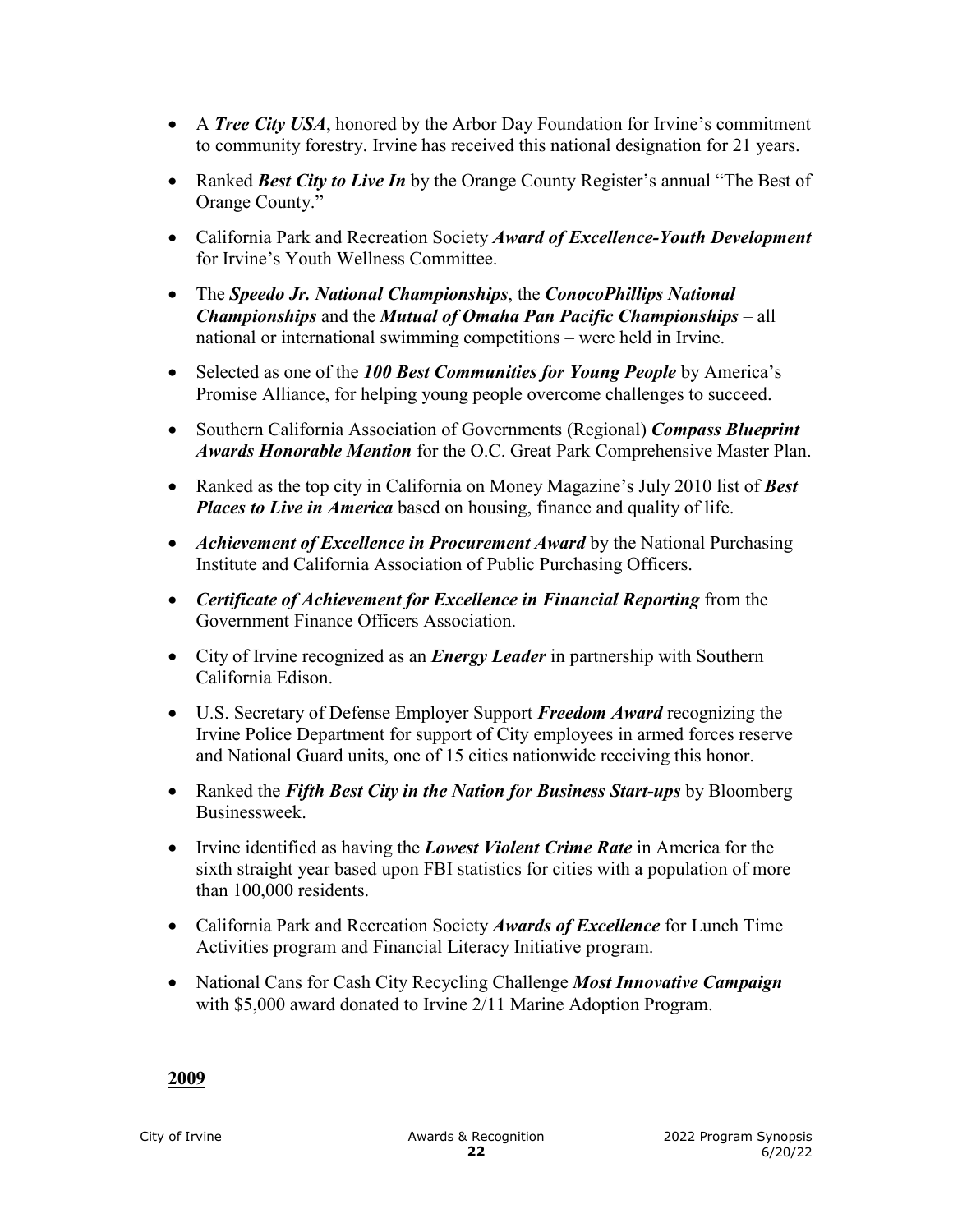- A ***Tree City USA***, honored by the Arbor Day Foundation for Irvine's commitment to community forestry. Irvine has received this national designation for 21 years.
- Ranked ***Best City to Live In*** by the Orange County Register's annual "The Best of Orange County."
- California Park and Recreation Society ***Award of Excellence-Youth Development*** for Irvine's Youth Wellness Committee.
- The ***Speedo Jr. National Championships***, the ***ConocoPhillips National Championships*** and the ***Mutual of Omaha Pan Pacific Championships*** – all national or international swimming competitions – were held in Irvine.
- Selected as one of the ***100 Best Communities for Young People*** by America's Promise Alliance, for helping young people overcome challenges to succeed.
- Southern California Association of Governments (Regional) ***Compass Blueprint Awards Honorable Mention*** for the O.C. Great Park Comprehensive Master Plan.
- Ranked as the top city in California on Money Magazine's July 2010 list of ***Best Places to Live in America*** based on housing, finance and quality of life.
- ***Achievement of Excellence in Procurement Award*** by the National Purchasing Institute and California Association of Public Purchasing Officers.
- ***Certificate of Achievement for Excellence in Financial Reporting*** from the Government Finance Officers Association.
- City of Irvine recognized as an ***Energy Leader*** in partnership with Southern California Edison.
- U.S. Secretary of Defense Employer Support ***Freedom Award*** recognizing the Irvine Police Department for support of City employees in armed forces reserve and National Guard units, one of 15 cities nationwide receiving this honor.
- Ranked the ***Fifth Best City in the Nation for Business Start-ups*** by Bloomberg Businessweek.
- Irvine identified as having the ***Lowest Violent Crime Rate*** in America for the sixth straight year based upon FBI statistics for cities with a population of more than 100,000 residents.
- California Park and Recreation Society ***Awards of Excellence*** for Lunch Time Activities program and Financial Literacy Initiative program.
- National Cans for Cash City Recycling Challenge ***Most Innovative Campaign*** with $5,000 award donated to Irvine 2/11 Marine Adoption Program.

**2009**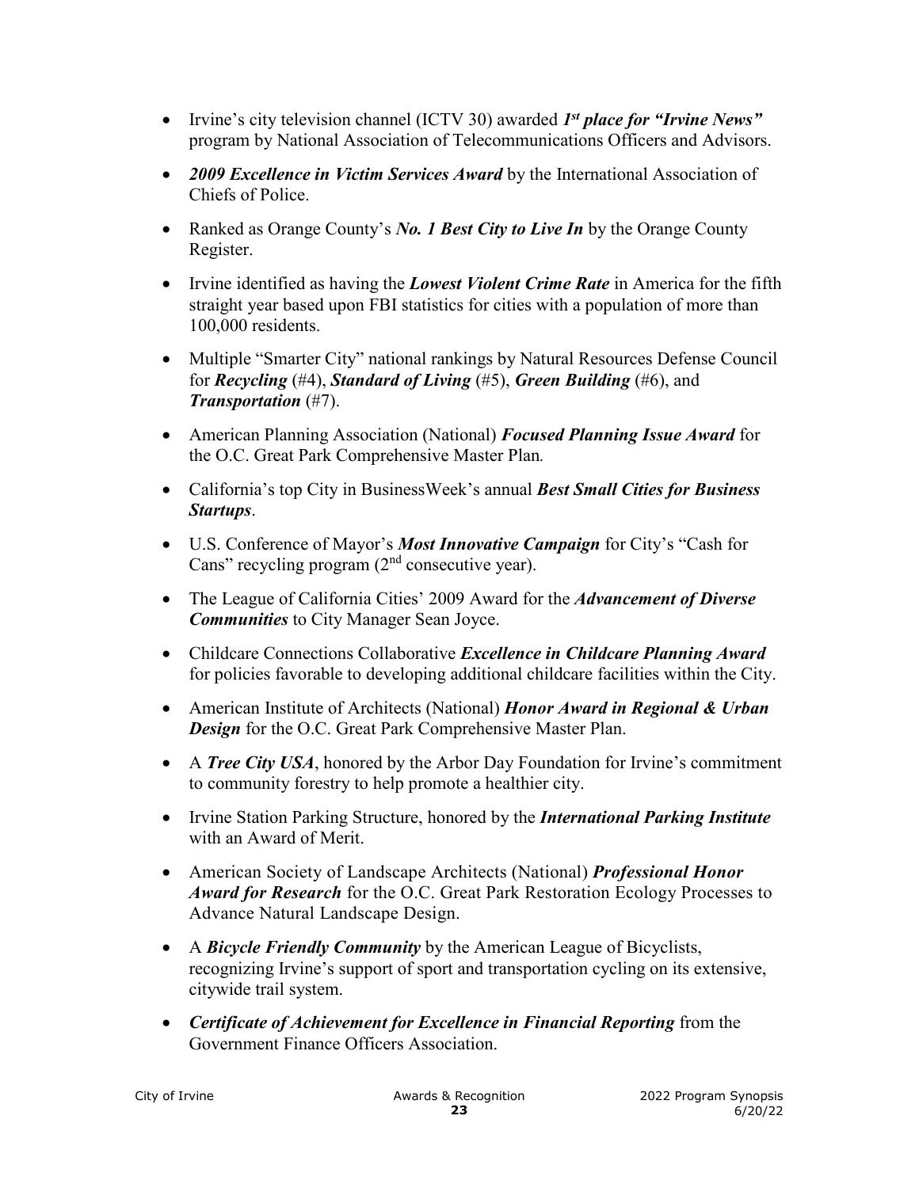- Irvine's city television channel (ICTV 30) awarded ***1st place for "Irvine News"*** program by National Association of Telecommunications Officers and Advisors.
- ***2009 Excellence in Victim Services Award*** by the International Association of Chiefs of Police.
- Ranked as Orange County's ***No. 1 Best City to Live In*** by the Orange County Register.
- Irvine identified as having the ***Lowest Violent Crime Rate*** in America for the fifth straight year based upon FBI statistics for cities with a population of more than 100,000 residents.
- Multiple "Smarter City" national rankings by Natural Resources Defense Council for ***Recycling*** (#4), ***Standard of Living*** (#5), ***Green Building*** (#6), and ***Transportation*** (#7).
- American Planning Association (National) ***Focused Planning Issue Award*** for the O.C. Great Park Comprehensive Master Plan.
- California's top City in BusinessWeek's annual ***Best Small Cities for Business Startups***.
- U.S. Conference of Mayor's ***Most Innovative Campaign*** for City's "Cash for Cans" recycling program (2nd consecutive year).
- The League of California Cities' 2009 Award for the ***Advancement of Diverse Communities*** to City Manager Sean Joyce.
- Childcare Connections Collaborative ***Excellence in Childcare Planning Award*** for policies favorable to developing additional childcare facilities within the City.
- American Institute of Architects (National) ***Honor Award in Regional & Urban Design*** for the O.C. Great Park Comprehensive Master Plan.
- A ***Tree City USA***, honored by the Arbor Day Foundation for Irvine's commitment to community forestry to help promote a healthier city.
- Irvine Station Parking Structure, honored by the ***International Parking Institute*** with an Award of Merit.
- American Society of Landscape Architects (National) ***Professional Honor Award for Research*** for the O.C. Great Park Restoration Ecology Processes to Advance Natural Landscape Design.
- A ***Bicycle Friendly Community*** by the American League of Bicyclists, recognizing Irvine's support of sport and transportation cycling on its extensive, citywide trail system.
- ***Certificate of Achievement for Excellence in Financial Reporting*** from the Government Finance Officers Association.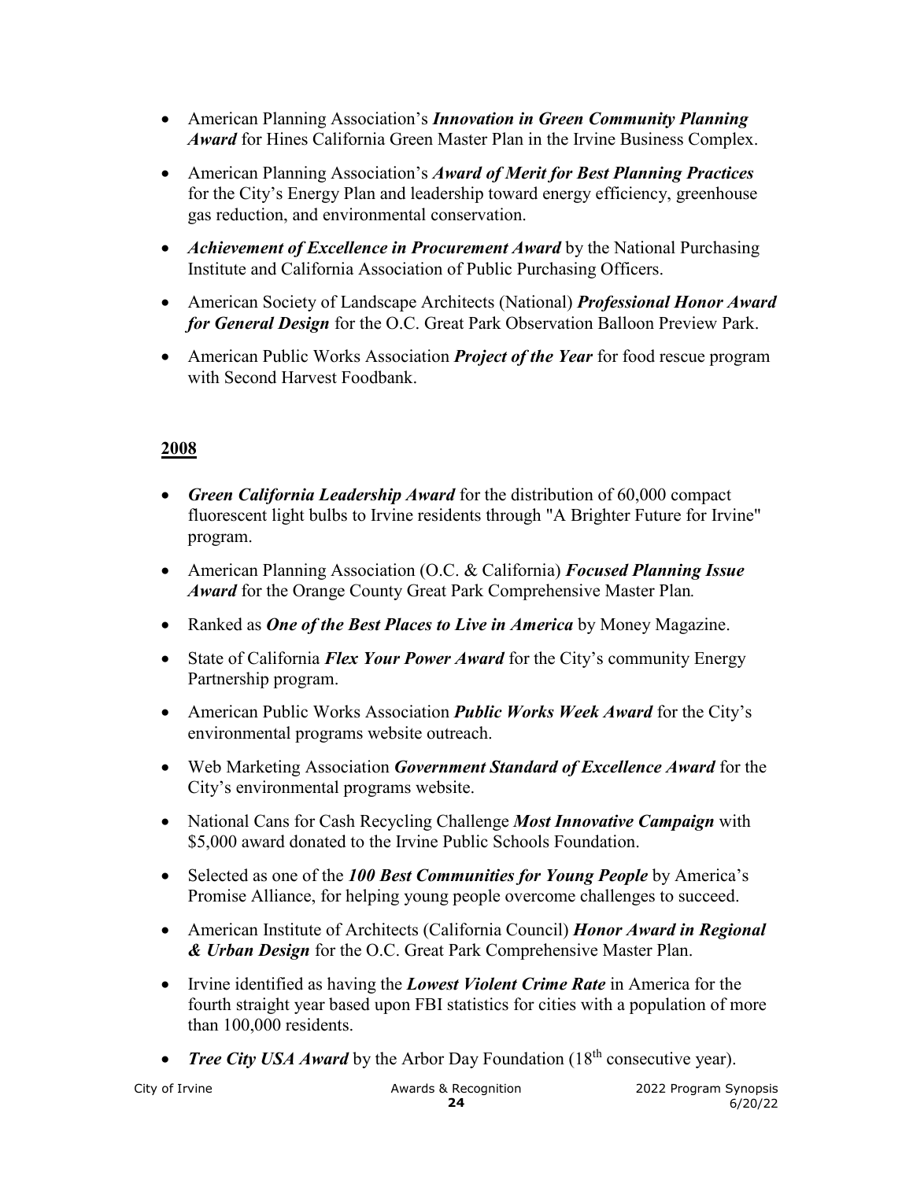- American Planning Association's ***Innovation in Green Community Planning Award*** for Hines California Green Master Plan in the Irvine Business Complex.
- American Planning Association's ***Award of Merit for Best Planning Practices*** for the City's Energy Plan and leadership toward energy efficiency, greenhouse gas reduction, and environmental conservation.
- ***Achievement of Excellence in Procurement Award*** by the National Purchasing Institute and California Association of Public Purchasing Officers.
- American Society of Landscape Architects (National) ***Professional Honor Award for General Design*** for the O.C. Great Park Observation Balloon Preview Park.
- American Public Works Association ***Project of the Year*** for food rescue program with Second Harvest Foodbank.

## 2008

- ***Green California Leadership Award*** for the distribution of 60,000 compact fluorescent light bulbs to Irvine residents through "A Brighter Future for Irvine" program.
- American Planning Association (O.C. & California) ***Focused Planning Issue Award*** for the Orange County Great Park Comprehensive Master Plan.
- Ranked as ***One of the Best Places to Live in America*** by Money Magazine.
- State of California ***Flex Your Power Award*** for the City's community Energy Partnership program.
- American Public Works Association ***Public Works Week Award*** for the City's environmental programs website outreach.
- Web Marketing Association ***Government Standard of Excellence Award*** for the City's environmental programs website.
- National Cans for Cash Recycling Challenge ***Most Innovative Campaign*** with $5,000 award donated to the Irvine Public Schools Foundation.
- Selected as one of the ***100 Best Communities for Young People*** by America's Promise Alliance, for helping young people overcome challenges to succeed.
- American Institute of Architects (California Council) ***Honor Award in Regional & Urban Design*** for the O.C. Great Park Comprehensive Master Plan.
- Irvine identified as having the ***Lowest Violent Crime Rate*** in America for the fourth straight year based upon FBI statistics for cities with a population of more than 100,000 residents.
- ***Tree City USA Award*** by the Arbor Day Foundation (18th consecutive year).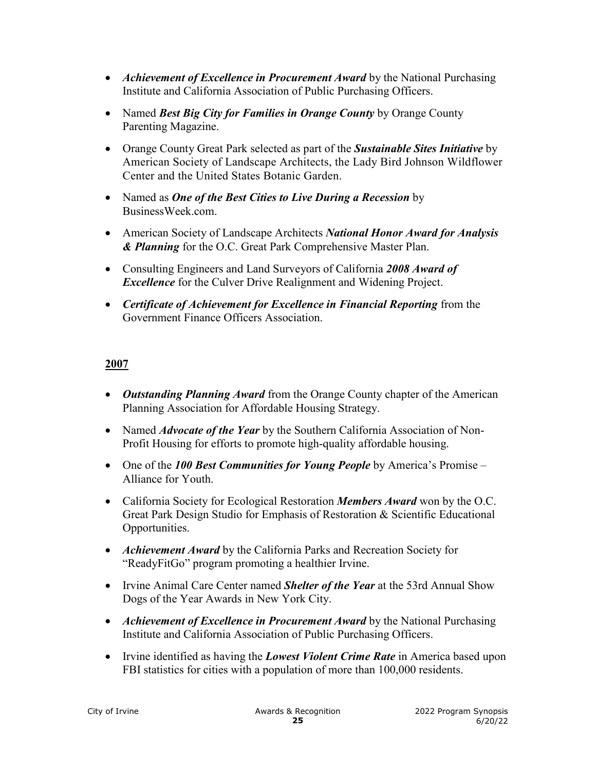- ***Achievement of Excellence in Procurement Award*** by the National Purchasing Institute and California Association of Public Purchasing Officers.
- Named ***Best Big City for Families in Orange County*** by Orange County Parenting Magazine.
- Orange County Great Park selected as part of the ***Sustainable Sites Initiative*** by American Society of Landscape Architects, the Lady Bird Johnson Wildflower Center and the United States Botanic Garden.
- Named as ***One of the Best Cities to Live During a Recession*** by BusinessWeek.com.
- American Society of Landscape Architects ***National Honor Award for Analysis & Planning*** for the O.C. Great Park Comprehensive Master Plan.
- Consulting Engineers and Land Surveyors of California ***2008 Award of Excellence*** for the Culver Drive Realignment and Widening Project.
- ***Certificate of Achievement for Excellence in Financial Reporting*** from the Government Finance Officers Association.

## 2007

- ***Outstanding Planning Award*** from the Orange County chapter of the American Planning Association for Affordable Housing Strategy.
- Named ***Advocate of the Year*** by the Southern California Association of Non-Profit Housing for efforts to promote high-quality affordable housing.
- One of the ***100 Best Communities for Young People*** by America's Promise – Alliance for Youth.
- California Society for Ecological Restoration ***Members Award*** won by the O.C. Great Park Design Studio for Emphasis of Restoration & Scientific Educational Opportunities.
- ***Achievement Award*** by the California Parks and Recreation Society for "ReadyFitGo" program promoting a healthier Irvine.
- Irvine Animal Care Center named ***Shelter of the Year*** at the 53rd Annual Show Dogs of the Year Awards in New York City.
- ***Achievement of Excellence in Procurement Award*** by the National Purchasing Institute and California Association of Public Purchasing Officers.
- Irvine identified as having the ***Lowest Violent Crime Rate*** in America based upon FBI statistics for cities with a population of more than 100,000 residents.